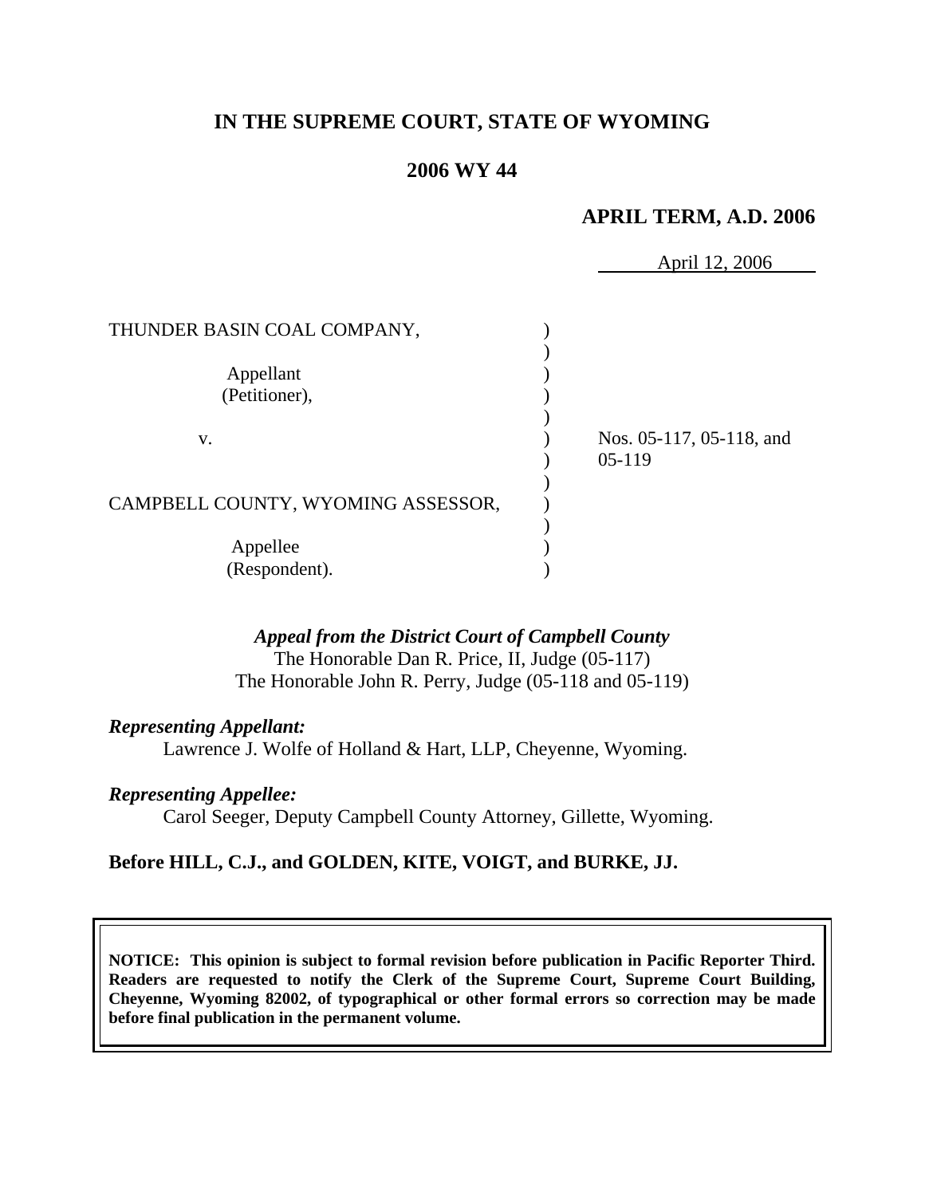# IN THE SUPREME COURT, STATE OF WYOMING

## 2006 WY 44

**APRIL TERM, A.D. 2006**

April 12, 2006

THUNDER BASIN COAL COMPANY,

Appellant
(Petitioner),

v.

CAMPBELL COUNTY, WYOMING ASSESSOR,

Appellee
(Respondent).

Nos. 05-117, 05-118, and 05-119

*Appeal from the District Court of Campbell County*
The Honorable Dan R. Price, II, Judge (05-117)
The Honorable John R. Perry, Judge (05-118 and 05-119)

***Representing Appellant:***
Lawrence J. Wolfe of Holland & Hart, LLP, Cheyenne, Wyoming.

***Representing Appellee:***
Carol Seeger, Deputy Campbell County Attorney, Gillette, Wyoming.

**Before HILL, C.J., and GOLDEN, KITE, VOIGT, and BURKE, JJ.**

**NOTICE: This opinion is subject to formal revision before publication in Pacific Reporter Third. Readers are requested to notify the Clerk of the Supreme Court, Supreme Court Building, Cheyenne, Wyoming 82002, of typographical or other formal errors so correction may be made before final publication in the permanent volume.**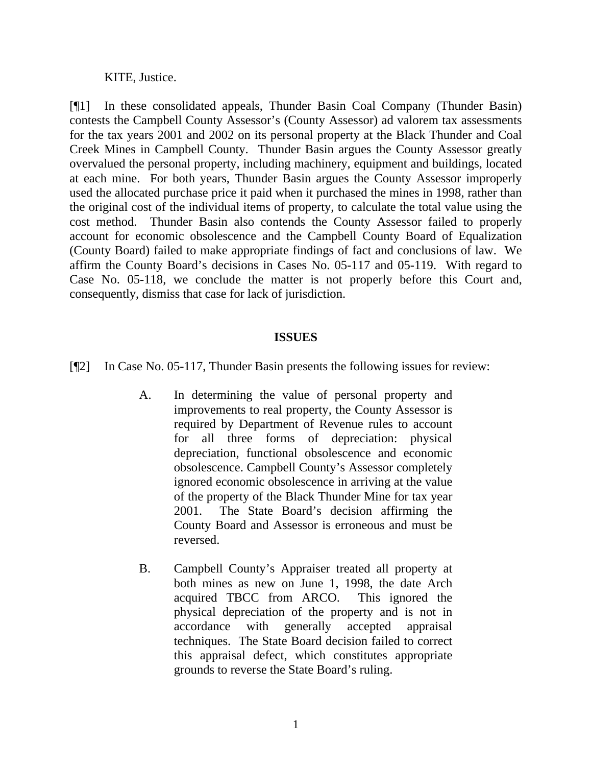KITE, Justice.

[¶1] In these consolidated appeals, Thunder Basin Coal Company (Thunder Basin) contests the Campbell County Assessor's (County Assessor) ad valorem tax assessments for the tax years 2001 and 2002 on its personal property at the Black Thunder and Coal Creek Mines in Campbell County. Thunder Basin argues the County Assessor greatly overvalued the personal property, including machinery, equipment and buildings, located at each mine. For both years, Thunder Basin argues the County Assessor improperly used the allocated purchase price it paid when it purchased the mines in 1998, rather than the original cost of the individual items of property, to calculate the total value using the cost method. Thunder Basin also contends the County Assessor failed to properly account for economic obsolescence and the Campbell County Board of Equalization (County Board) failed to make appropriate findings of fact and conclusions of law. We affirm the County Board's decisions in Cases No. 05-117 and 05-119. With regard to Case No. 05-118, we conclude the matter is not properly before this Court and, consequently, dismiss that case for lack of jurisdiction.

**ISSUES**

[¶2] In Case No. 05-117, Thunder Basin presents the following issues for review:

> A. In determining the value of personal property and improvements to real property, the County Assessor is required by Department of Revenue rules to account for all three forms of depreciation: physical depreciation, functional obsolescence and economic obsolescence. Campbell County's Assessor completely ignored economic obsolescence in arriving at the value of the property of the Black Thunder Mine for tax year 2001. The State Board's decision affirming the County Board and Assessor is erroneous and must be reversed.
>
> B. Campbell County's Appraiser treated all property at both mines as new on June 1, 1998, the date Arch acquired TBCC from ARCO. This ignored the physical depreciation of the property and is not in accordance with generally accepted appraisal techniques. The State Board decision failed to correct this appraisal defect, which constitutes appropriate grounds to reverse the State Board's ruling.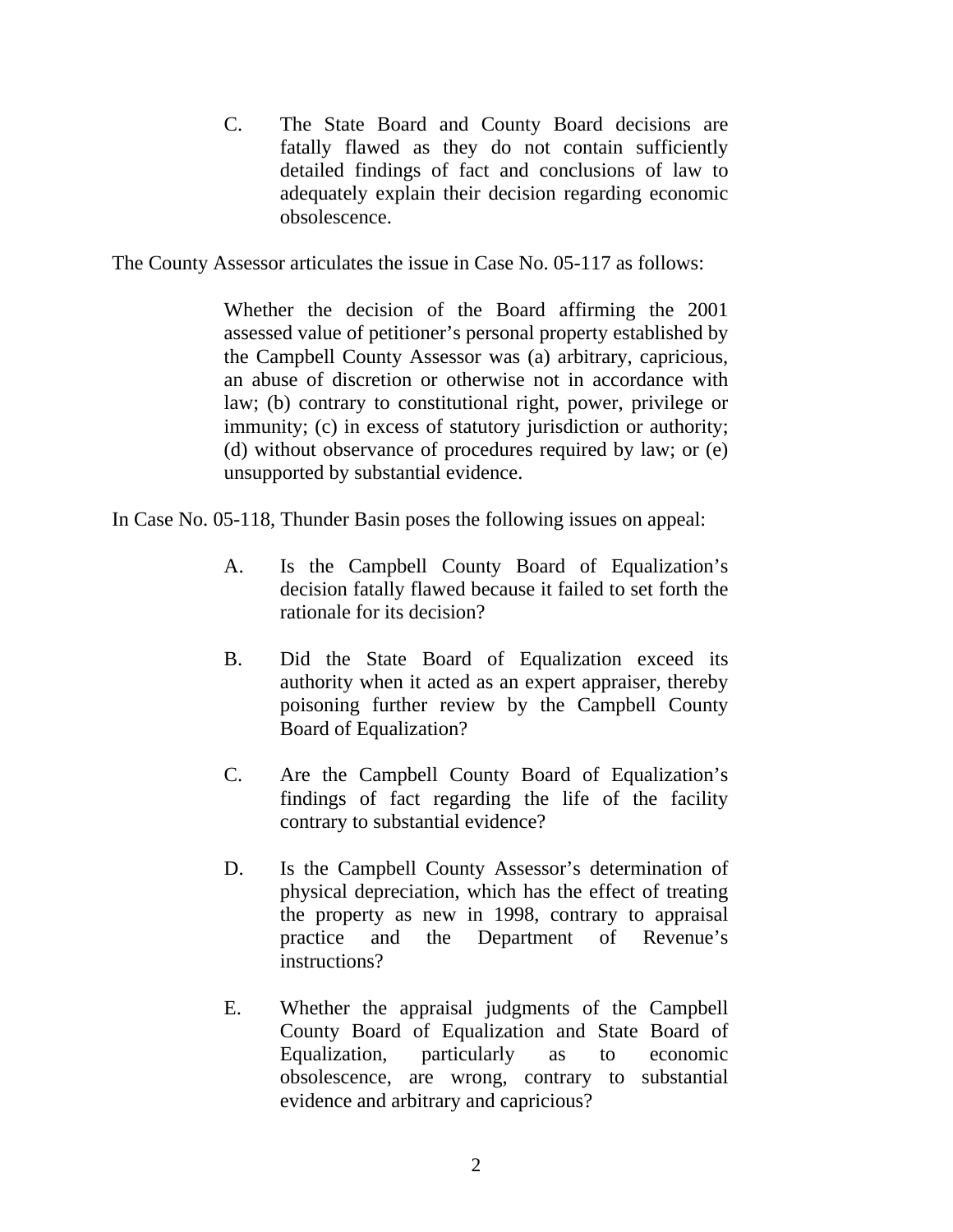> C. The State Board and County Board decisions are fatally flawed as they do not contain sufficiently detailed findings of fact and conclusions of law to adequately explain their decision regarding economic obsolescence.

The County Assessor articulates the issue in Case No. 05-117 as follows:

> Whether the decision of the Board affirming the 2001 assessed value of petitioner's personal property established by the Campbell County Assessor was (a) arbitrary, capricious, an abuse of discretion or otherwise not in accordance with law; (b) contrary to constitutional right, power, privilege or immunity; (c) in excess of statutory jurisdiction or authority; (d) without observance of procedures required by law; or (e) unsupported by substantial evidence.

In Case No. 05-118, Thunder Basin poses the following issues on appeal:

> A. Is the Campbell County Board of Equalization's decision fatally flawed because it failed to set forth the rationale for its decision?
>
> B. Did the State Board of Equalization exceed its authority when it acted as an expert appraiser, thereby poisoning further review by the Campbell County Board of Equalization?
>
> C. Are the Campbell County Board of Equalization's findings of fact regarding the life of the facility contrary to substantial evidence?
>
> D. Is the Campbell County Assessor's determination of physical depreciation, which has the effect of treating the property as new in 1998, contrary to appraisal practice and the Department of Revenue's instructions?
>
> E. Whether the appraisal judgments of the Campbell County Board of Equalization and State Board of Equalization, particularly as to economic obsolescence, are wrong, contrary to substantial evidence and arbitrary and capricious?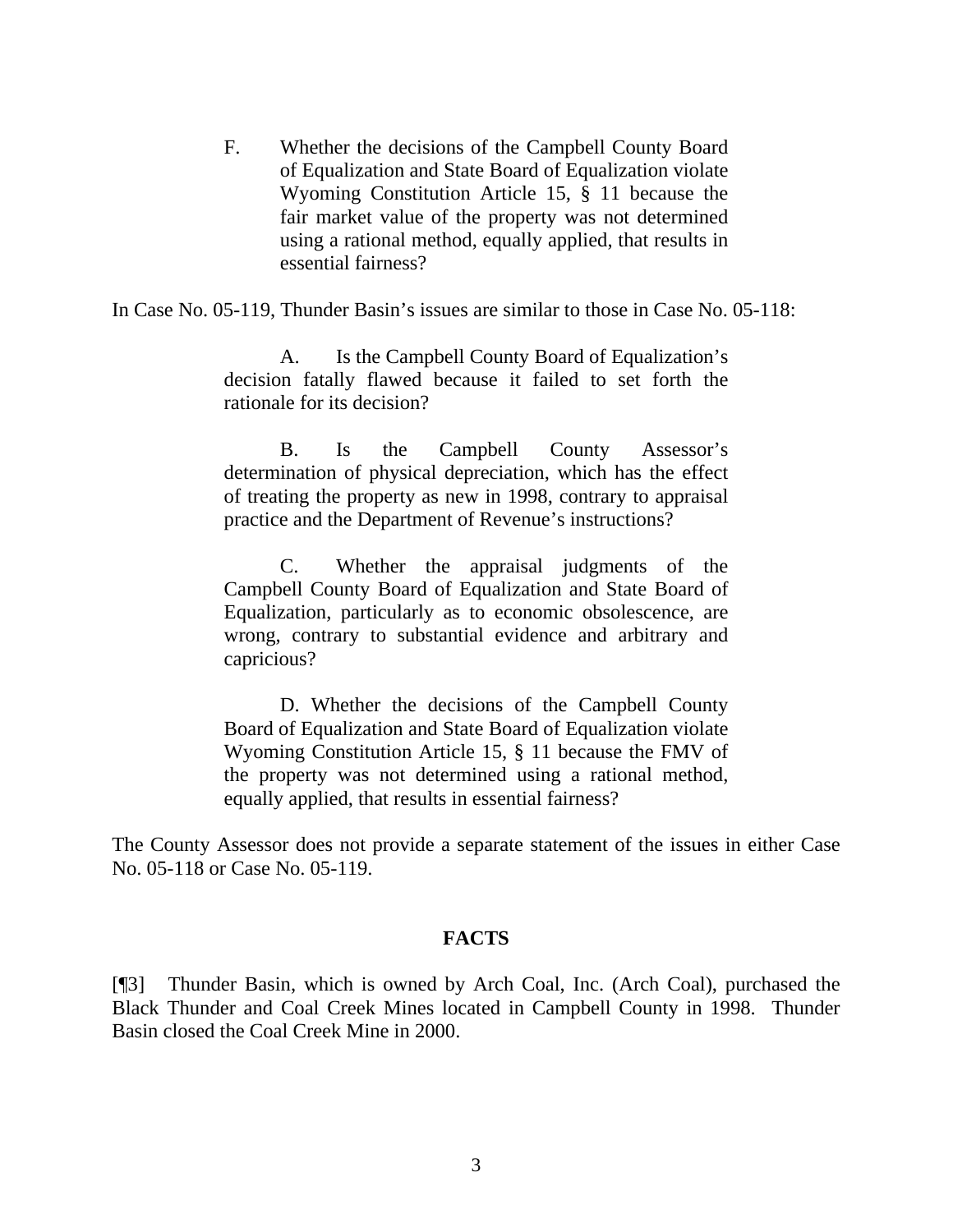F. Whether the decisions of the Campbell County Board of Equalization and State Board of Equalization violate Wyoming Constitution Article 15, § 11 because the fair market value of the property was not determined using a rational method, equally applied, that results in essential fairness?

In Case No. 05-119, Thunder Basin's issues are similar to those in Case No. 05-118:

> A. Is the Campbell County Board of Equalization's decision fatally flawed because it failed to set forth the rationale for its decision?
>
> B. Is the Campbell County Assessor's determination of physical depreciation, which has the effect of treating the property as new in 1998, contrary to appraisal practice and the Department of Revenue's instructions?
>
> C. Whether the appraisal judgments of the Campbell County Board of Equalization and State Board of Equalization, particularly as to economic obsolescence, are wrong, contrary to substantial evidence and arbitrary and capricious?
>
> D. Whether the decisions of the Campbell County Board of Equalization and State Board of Equalization violate Wyoming Constitution Article 15, § 11 because the FMV of the property was not determined using a rational method, equally applied, that results in essential fairness?

The County Assessor does not provide a separate statement of the issues in either Case No. 05-118 or Case No. 05-119.

## FACTS

[¶3] Thunder Basin, which is owned by Arch Coal, Inc. (Arch Coal), purchased the Black Thunder and Coal Creek Mines located in Campbell County in 1998. Thunder Basin closed the Coal Creek Mine in 2000.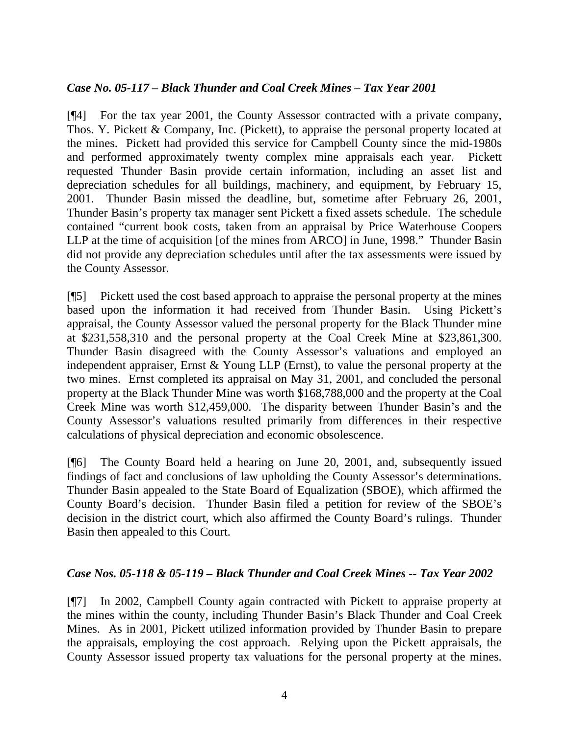### *Case No. 05-117 – Black Thunder and Coal Creek Mines – Tax Year 2001*

[¶4] For the tax year 2001, the County Assessor contracted with a private company, Thos. Y. Pickett & Company, Inc. (Pickett), to appraise the personal property located at the mines. Pickett had provided this service for Campbell County since the mid-1980s and performed approximately twenty complex mine appraisals each year. Pickett requested Thunder Basin provide certain information, including an asset list and depreciation schedules for all buildings, machinery, and equipment, by February 15, 2001. Thunder Basin missed the deadline, but, sometime after February 26, 2001, Thunder Basin's property tax manager sent Pickett a fixed assets schedule. The schedule contained "current book costs, taken from an appraisal by Price Waterhouse Coopers LLP at the time of acquisition [of the mines from ARCO] in June, 1998." Thunder Basin did not provide any depreciation schedules until after the tax assessments were issued by the County Assessor.

[¶5] Pickett used the cost based approach to appraise the personal property at the mines based upon the information it had received from Thunder Basin. Using Pickett's appraisal, the County Assessor valued the personal property for the Black Thunder mine at $231,558,310 and the personal property at the Coal Creek Mine at $23,861,300. Thunder Basin disagreed with the County Assessor's valuations and employed an independent appraiser, Ernst & Young LLP (Ernst), to value the personal property at the two mines. Ernst completed its appraisal on May 31, 2001, and concluded the personal property at the Black Thunder Mine was worth $168,788,000 and the property at the Coal Creek Mine was worth $12,459,000. The disparity between Thunder Basin's and the County Assessor's valuations resulted primarily from differences in their respective calculations of physical depreciation and economic obsolescence.

[¶6] The County Board held a hearing on June 20, 2001, and, subsequently issued findings of fact and conclusions of law upholding the County Assessor's determinations. Thunder Basin appealed to the State Board of Equalization (SBOE), which affirmed the County Board's decision. Thunder Basin filed a petition for review of the SBOE's decision in the district court, which also affirmed the County Board's rulings. Thunder Basin then appealed to this Court.

### *Case Nos. 05-118 & 05-119 – Black Thunder and Coal Creek Mines -- Tax Year 2002*

[¶7] In 2002, Campbell County again contracted with Pickett to appraise property at the mines within the county, including Thunder Basin's Black Thunder and Coal Creek Mines. As in 2001, Pickett utilized information provided by Thunder Basin to prepare the appraisals, employing the cost approach. Relying upon the Pickett appraisals, the County Assessor issued property tax valuations for the personal property at the mines.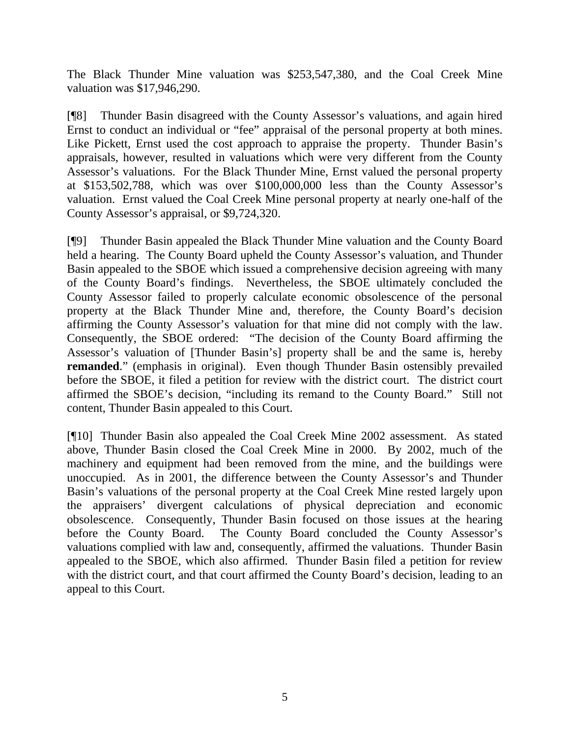The Black Thunder Mine valuation was $253,547,380, and the Coal Creek Mine valuation was $17,946,290.

[¶8] Thunder Basin disagreed with the County Assessor's valuations, and again hired Ernst to conduct an individual or "fee" appraisal of the personal property at both mines. Like Pickett, Ernst used the cost approach to appraise the property. Thunder Basin's appraisals, however, resulted in valuations which were very different from the County Assessor's valuations. For the Black Thunder Mine, Ernst valued the personal property at $153,502,788, which was over $100,000,000 less than the County Assessor's valuation. Ernst valued the Coal Creek Mine personal property at nearly one-half of the County Assessor's appraisal, or $9,724,320.

[¶9] Thunder Basin appealed the Black Thunder Mine valuation and the County Board held a hearing. The County Board upheld the County Assessor's valuation, and Thunder Basin appealed to the SBOE which issued a comprehensive decision agreeing with many of the County Board's findings. Nevertheless, the SBOE ultimately concluded the County Assessor failed to properly calculate economic obsolescence of the personal property at the Black Thunder Mine and, therefore, the County Board's decision affirming the County Assessor's valuation for that mine did not comply with the law. Consequently, the SBOE ordered: "The decision of the County Board affirming the Assessor's valuation of [Thunder Basin's] property shall be and the same is, hereby **remanded**." (emphasis in original). Even though Thunder Basin ostensibly prevailed before the SBOE, it filed a petition for review with the district court. The district court affirmed the SBOE's decision, "including its remand to the County Board." Still not content, Thunder Basin appealed to this Court.

[¶10] Thunder Basin also appealed the Coal Creek Mine 2002 assessment. As stated above, Thunder Basin closed the Coal Creek Mine in 2000. By 2002, much of the machinery and equipment had been removed from the mine, and the buildings were unoccupied. As in 2001, the difference between the County Assessor's and Thunder Basin's valuations of the personal property at the Coal Creek Mine rested largely upon the appraisers' divergent calculations of physical depreciation and economic obsolescence. Consequently, Thunder Basin focused on those issues at the hearing before the County Board. The County Board concluded the County Assessor's valuations complied with law and, consequently, affirmed the valuations. Thunder Basin appealed to the SBOE, which also affirmed. Thunder Basin filed a petition for review with the district court, and that court affirmed the County Board's decision, leading to an appeal to this Court.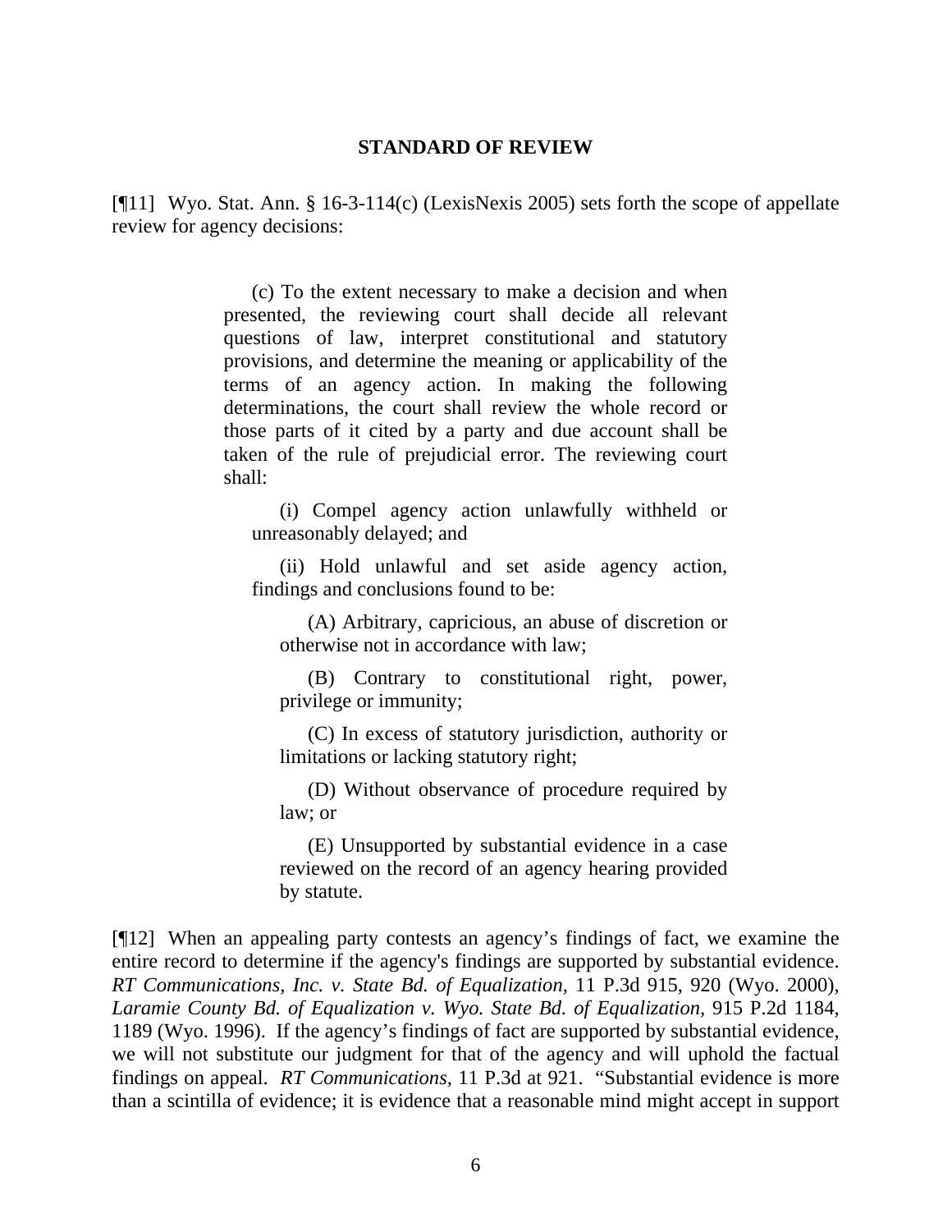## STANDARD OF REVIEW

[¶11] Wyo. Stat. Ann. § 16-3-114(c) (LexisNexis 2005) sets forth the scope of appellate review for agency decisions:

> (c) To the extent necessary to make a decision and when presented, the reviewing court shall decide all relevant questions of law, interpret constitutional and statutory provisions, and determine the meaning or applicability of the terms of an agency action. In making the following determinations, the court shall review the whole record or those parts of it cited by a party and due account shall be taken of the rule of prejudicial error. The reviewing court shall:
>
> (i) Compel agency action unlawfully withheld or unreasonably delayed; and
>
> (ii) Hold unlawful and set aside agency action, findings and conclusions found to be:
>
> (A) Arbitrary, capricious, an abuse of discretion or otherwise not in accordance with law;
>
> (B) Contrary to constitutional right, power, privilege or immunity;
>
> (C) In excess of statutory jurisdiction, authority or limitations or lacking statutory right;
>
> (D) Without observance of procedure required by law; or
>
> (E) Unsupported by substantial evidence in a case reviewed on the record of an agency hearing provided by statute.

[¶12] When an appealing party contests an agency's findings of fact, we examine the entire record to determine if the agency's findings are supported by substantial evidence. *RT Communications, Inc. v. State Bd. of Equalization*, 11 P.3d 915, 920 (Wyo. 2000), *Laramie County Bd. of Equalization v. Wyo. State Bd. of Equalization*, 915 P.2d 1184, 1189 (Wyo. 1996). If the agency's findings of fact are supported by substantial evidence, we will not substitute our judgment for that of the agency and will uphold the factual findings on appeal. *RT Communications*, 11 P.3d at 921. "Substantial evidence is more than a scintilla of evidence; it is evidence that a reasonable mind might accept in support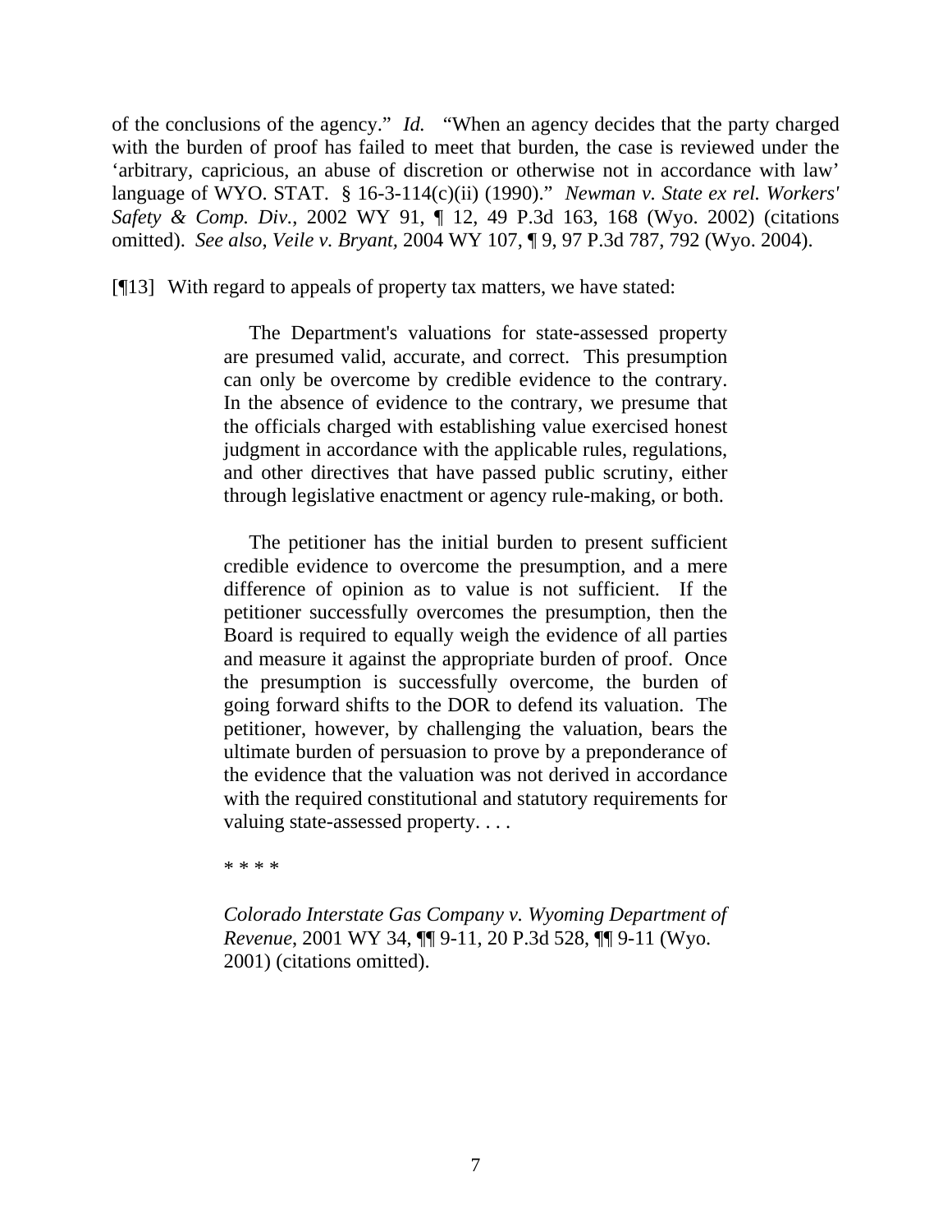of the conclusions of the agency." *Id.* "When an agency decides that the party charged with the burden of proof has failed to meet that burden, the case is reviewed under the 'arbitrary, capricious, an abuse of discretion or otherwise not in accordance with law' language of WYO. STAT. § 16-3-114(c)(ii) (1990)." *Newman v. State ex rel. Workers' Safety & Comp. Div.*, 2002 WY 91, ¶ 12, 49 P.3d 163, 168 (Wyo. 2002) (citations omitted). *See also, Veile v. Bryant*, 2004 WY 107, ¶ 9, 97 P.3d 787, 792 (Wyo. 2004).

[¶13] With regard to appeals of property tax matters, we have stated:

> The Department's valuations for state-assessed property are presumed valid, accurate, and correct. This presumption can only be overcome by credible evidence to the contrary. In the absence of evidence to the contrary, we presume that the officials charged with establishing value exercised honest judgment in accordance with the applicable rules, regulations, and other directives that have passed public scrutiny, either through legislative enactment or agency rule-making, or both.
>
> The petitioner has the initial burden to present sufficient credible evidence to overcome the presumption, and a mere difference of opinion as to value is not sufficient. If the petitioner successfully overcomes the presumption, then the Board is required to equally weigh the evidence of all parties and measure it against the appropriate burden of proof. Once the presumption is successfully overcome, the burden of going forward shifts to the DOR to defend its valuation. The petitioner, however, by challenging the valuation, bears the ultimate burden of persuasion to prove by a preponderance of the evidence that the valuation was not derived in accordance with the required constitutional and statutory requirements for valuing state-assessed property. . . .
>
> * * * *
>
> *Colorado Interstate Gas Company v. Wyoming Department of Revenue*, 2001 WY 34, ¶¶ 9-11, 20 P.3d 528, ¶¶ 9-11 (Wyo. 2001) (citations omitted).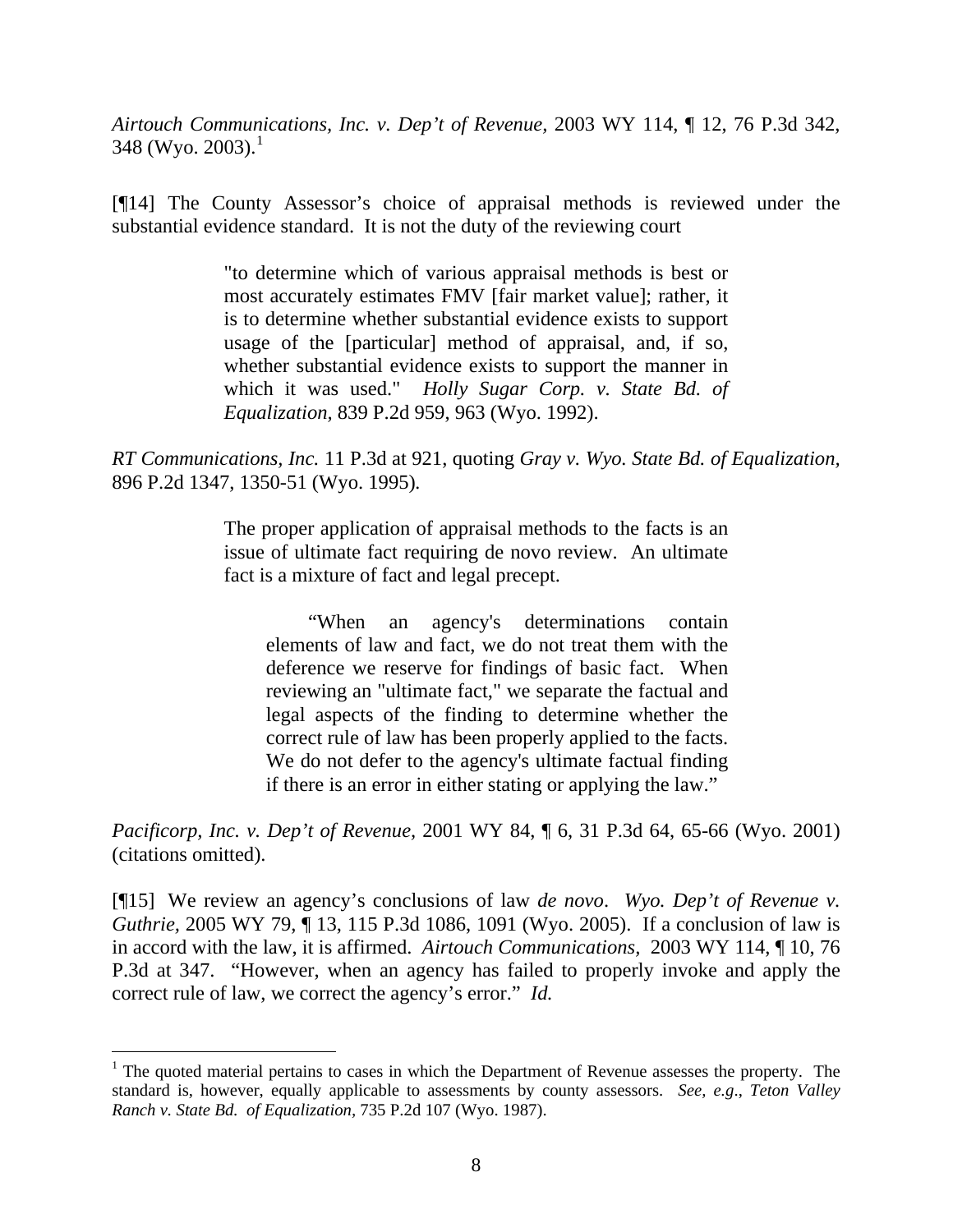*Airtouch Communications, Inc. v. Dep't of Revenue,* 2003 WY 114, ¶ 12, 76 P.3d 342, 348 (Wyo. 2003).[1]

[¶14] The County Assessor's choice of appraisal methods is reviewed under the substantial evidence standard. It is not the duty of the reviewing court

> "to determine which of various appraisal methods is best or most accurately estimates FMV [fair market value]; rather, it is to determine whether substantial evidence exists to support usage of the [particular] method of appraisal, and, if so, whether substantial evidence exists to support the manner in which it was used." *Holly Sugar Corp. v. State Bd. of Equalization,* 839 P.2d 959, 963 (Wyo. 1992).

*RT Communications, Inc.* 11 P.3d at 921, quoting *Gray v. Wyo. State Bd. of Equalization,* 896 P.2d 1347, 1350-51 (Wyo. 1995).

> The proper application of appraisal methods to the facts is an issue of ultimate fact requiring de novo review. An ultimate fact is a mixture of fact and legal precept.
>
> > "When an agency's determinations contain elements of law and fact, we do not treat them with the deference we reserve for findings of basic fact. When reviewing an "ultimate fact," we separate the factual and legal aspects of the finding to determine whether the correct rule of law has been properly applied to the facts. We do not defer to the agency's ultimate factual finding if there is an error in either stating or applying the law."

*Pacificorp, Inc. v. Dep't of Revenue,* 2001 WY 84, ¶ 6, 31 P.3d 64, 65-66 (Wyo. 2001) (citations omitted).

[¶15] We review an agency's conclusions of law *de novo*. *Wyo. Dep't of Revenue v. Guthrie*, 2005 WY 79, ¶ 13, 115 P.3d 1086, 1091 (Wyo. 2005). If a conclusion of law is in accord with the law, it is affirmed. *Airtouch Communications*, 2003 WY 114, ¶ 10, 76 P.3d at 347. "However, when an agency has failed to properly invoke and apply the correct rule of law, we correct the agency's error." *Id.*

---

[1] The quoted material pertains to cases in which the Department of Revenue assesses the property. The standard is, however, equally applicable to assessments by county assessors. *See, e.g*., *Teton Valley Ranch v. State Bd. of Equalization*, 735 P.2d 107 (Wyo. 1987).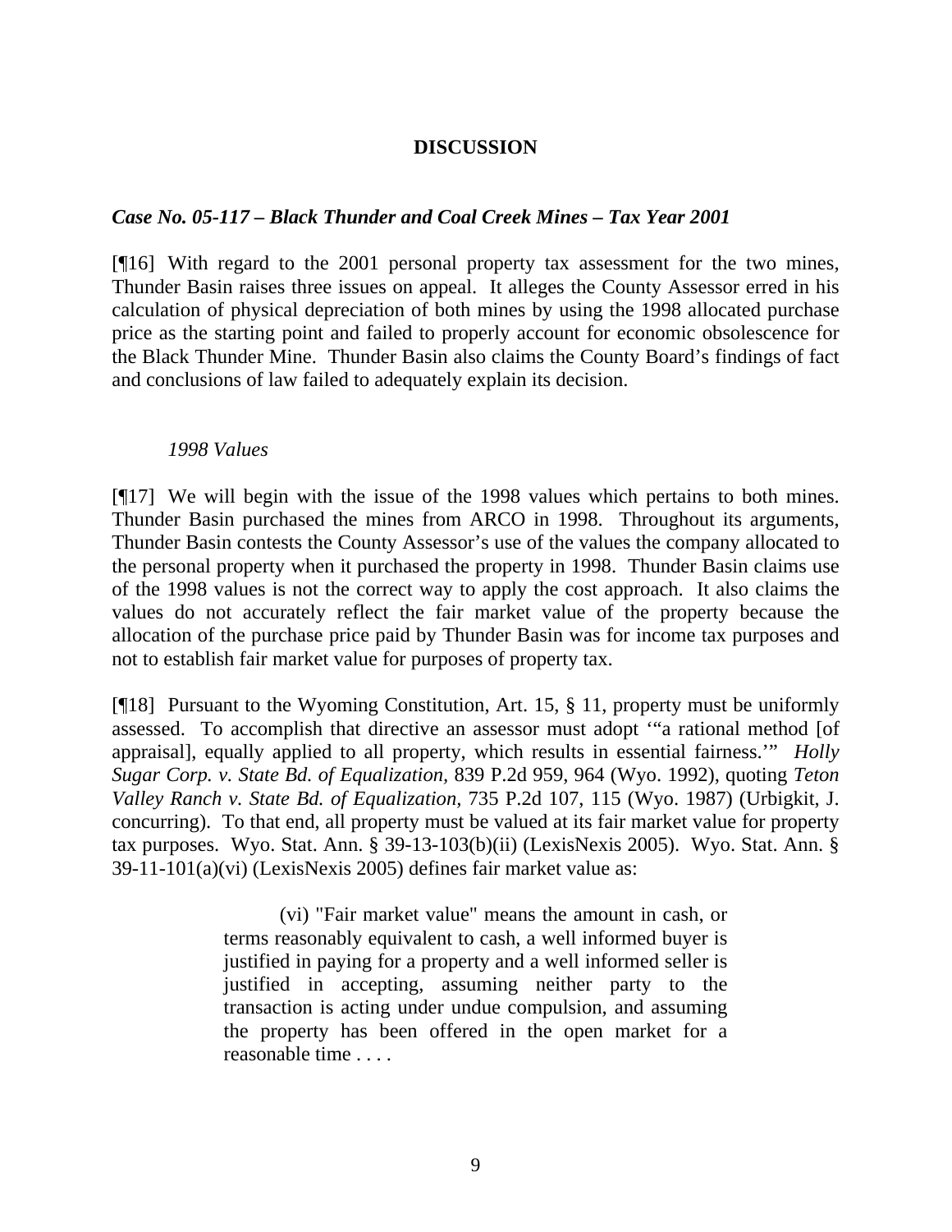## DISCUSSION

### *Case No. 05-117 – Black Thunder and Coal Creek Mines – Tax Year 2001*

[¶16] With regard to the 2001 personal property tax assessment for the two mines, Thunder Basin raises three issues on appeal. It alleges the County Assessor erred in his calculation of physical depreciation of both mines by using the 1998 allocated purchase price as the starting point and failed to properly account for economic obsolescence for the Black Thunder Mine. Thunder Basin also claims the County Board's findings of fact and conclusions of law failed to adequately explain its decision.

*1998 Values*

[¶17] We will begin with the issue of the 1998 values which pertains to both mines. Thunder Basin purchased the mines from ARCO in 1998. Throughout its arguments, Thunder Basin contests the County Assessor's use of the values the company allocated to the personal property when it purchased the property in 1998. Thunder Basin claims use of the 1998 values is not the correct way to apply the cost approach. It also claims the values do not accurately reflect the fair market value of the property because the allocation of the purchase price paid by Thunder Basin was for income tax purposes and not to establish fair market value for purposes of property tax.

[¶18] Pursuant to the Wyoming Constitution, Art. 15, § 11, property must be uniformly assessed. To accomplish that directive an assessor must adopt '"a rational method [of appraisal], equally applied to all property, which results in essential fairness.'" *Holly Sugar Corp. v. State Bd. of Equalization,* 839 P.2d 959, 964 (Wyo. 1992), quoting *Teton Valley Ranch v. State Bd. of Equalization,* 735 P.2d 107, 115 (Wyo. 1987) (Urbigkit, J. concurring). To that end, all property must be valued at its fair market value for property tax purposes. Wyo. Stat. Ann. § 39-13-103(b)(ii) (LexisNexis 2005). Wyo. Stat. Ann. § 39-11-101(a)(vi) (LexisNexis 2005) defines fair market value as:

> (vi) "Fair market value" means the amount in cash, or terms reasonably equivalent to cash, a well informed buyer is justified in paying for a property and a well informed seller is justified in accepting, assuming neither party to the transaction is acting under undue compulsion, and assuming the property has been offered in the open market for a reasonable time . . . .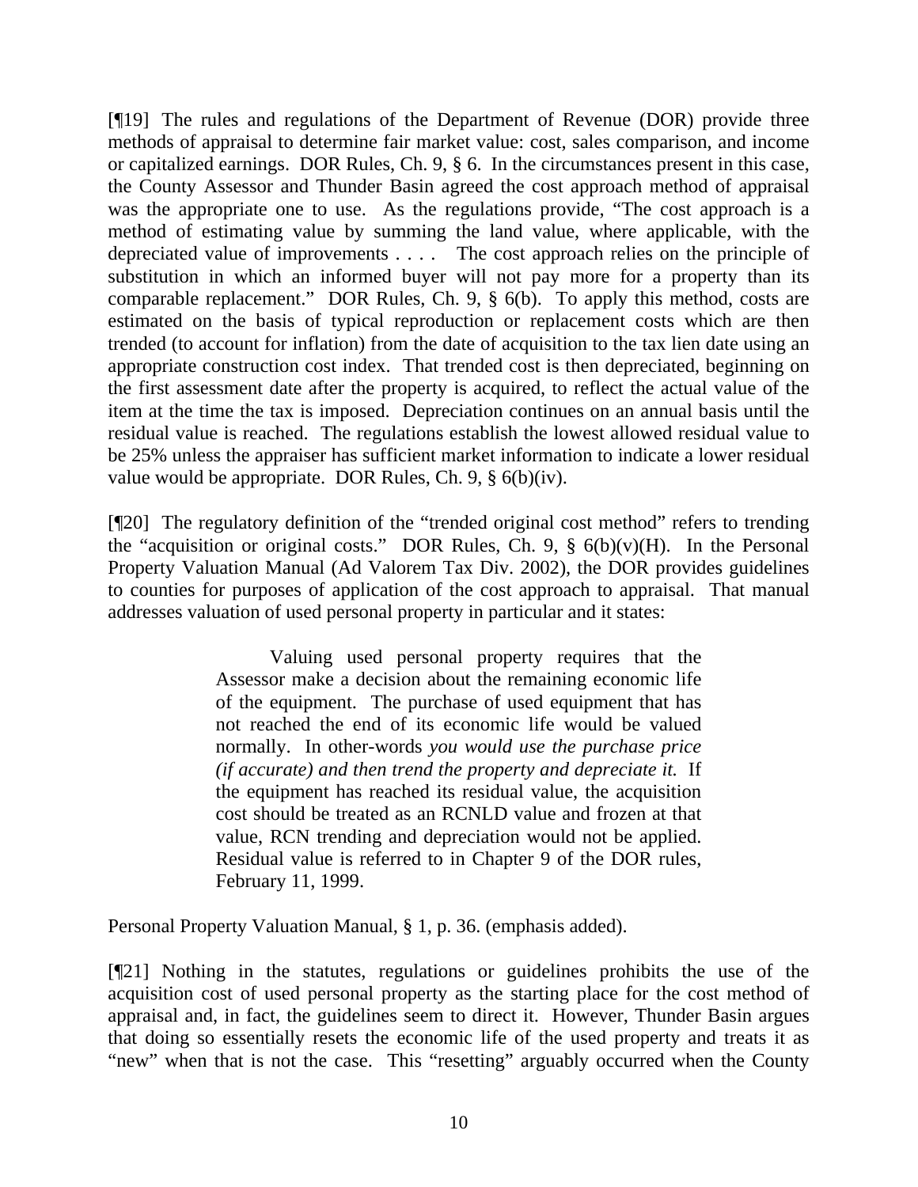[¶19] The rules and regulations of the Department of Revenue (DOR) provide three methods of appraisal to determine fair market value: cost, sales comparison, and income or capitalized earnings. DOR Rules, Ch. 9, § 6. In the circumstances present in this case, the County Assessor and Thunder Basin agreed the cost approach method of appraisal was the appropriate one to use. As the regulations provide, "The cost approach is a method of estimating value by summing the land value, where applicable, with the depreciated value of improvements . . . . The cost approach relies on the principle of substitution in which an informed buyer will not pay more for a property than its comparable replacement." DOR Rules, Ch. 9, § 6(b). To apply this method, costs are estimated on the basis of typical reproduction or replacement costs which are then trended (to account for inflation) from the date of acquisition to the tax lien date using an appropriate construction cost index. That trended cost is then depreciated, beginning on the first assessment date after the property is acquired, to reflect the actual value of the item at the time the tax is imposed. Depreciation continues on an annual basis until the residual value is reached. The regulations establish the lowest allowed residual value to be 25% unless the appraiser has sufficient market information to indicate a lower residual value would be appropriate. DOR Rules, Ch. 9, § 6(b)(iv).

[¶20] The regulatory definition of the "trended original cost method" refers to trending the "acquisition or original costs." DOR Rules, Ch. 9, § 6(b)(v)(H). In the Personal Property Valuation Manual (Ad Valorem Tax Div. 2002), the DOR provides guidelines to counties for purposes of application of the cost approach to appraisal. That manual addresses valuation of used personal property in particular and it states:

> Valuing used personal property requires that the Assessor make a decision about the remaining economic life of the equipment. The purchase of used equipment that has not reached the end of its economic life would be valued normally. In other-words *you would use the purchase price (if accurate) and then trend the property and depreciate it.* If the equipment has reached its residual value, the acquisition cost should be treated as an RCNLD value and frozen at that value, RCN trending and depreciation would not be applied. Residual value is referred to in Chapter 9 of the DOR rules, February 11, 1999.

Personal Property Valuation Manual, § 1, p. 36. (emphasis added).

[¶21] Nothing in the statutes, regulations or guidelines prohibits the use of the acquisition cost of used personal property as the starting place for the cost method of appraisal and, in fact, the guidelines seem to direct it. However, Thunder Basin argues that doing so essentially resets the economic life of the used property and treats it as "new" when that is not the case. This "resetting" arguably occurred when the County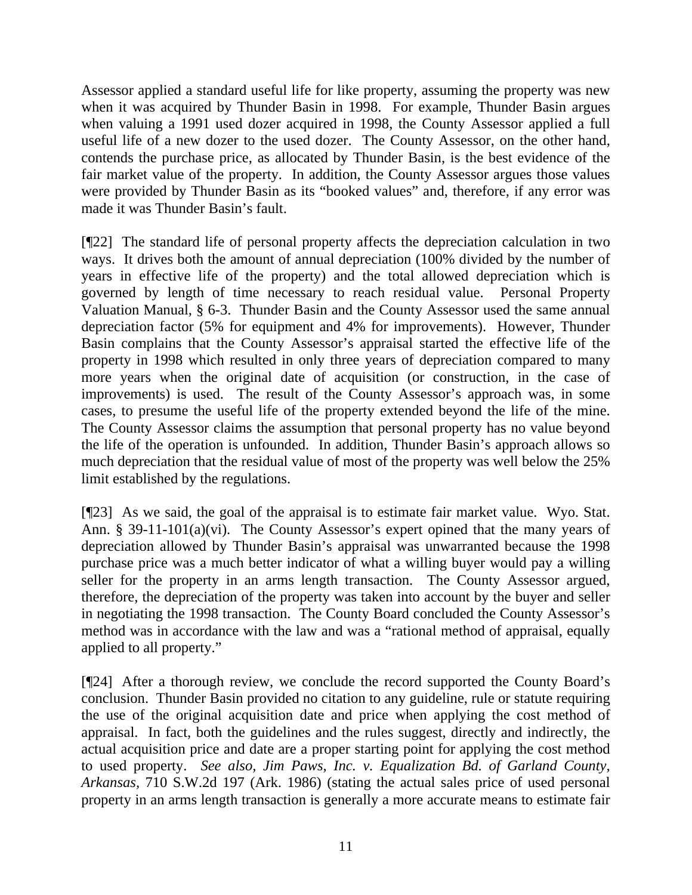Assessor applied a standard useful life for like property, assuming the property was new when it was acquired by Thunder Basin in 1998. For example, Thunder Basin argues when valuing a 1991 used dozer acquired in 1998, the County Assessor applied a full useful life of a new dozer to the used dozer. The County Assessor, on the other hand, contends the purchase price, as allocated by Thunder Basin, is the best evidence of the fair market value of the property. In addition, the County Assessor argues those values were provided by Thunder Basin as its "booked values" and, therefore, if any error was made it was Thunder Basin's fault.

[¶22] The standard life of personal property affects the depreciation calculation in two ways. It drives both the amount of annual depreciation (100% divided by the number of years in effective life of the property) and the total allowed depreciation which is governed by length of time necessary to reach residual value. Personal Property Valuation Manual, § 6-3. Thunder Basin and the County Assessor used the same annual depreciation factor (5% for equipment and 4% for improvements). However, Thunder Basin complains that the County Assessor's appraisal started the effective life of the property in 1998 which resulted in only three years of depreciation compared to many more years when the original date of acquisition (or construction, in the case of improvements) is used. The result of the County Assessor's approach was, in some cases, to presume the useful life of the property extended beyond the life of the mine. The County Assessor claims the assumption that personal property has no value beyond the life of the operation is unfounded. In addition, Thunder Basin's approach allows so much depreciation that the residual value of most of the property was well below the 25% limit established by the regulations.

[¶23] As we said, the goal of the appraisal is to estimate fair market value. Wyo. Stat. Ann. § 39-11-101(a)(vi). The County Assessor's expert opined that the many years of depreciation allowed by Thunder Basin's appraisal was unwarranted because the 1998 purchase price was a much better indicator of what a willing buyer would pay a willing seller for the property in an arms length transaction. The County Assessor argued, therefore, the depreciation of the property was taken into account by the buyer and seller in negotiating the 1998 transaction. The County Board concluded the County Assessor's method was in accordance with the law and was a "rational method of appraisal, equally applied to all property."

[¶24] After a thorough review, we conclude the record supported the County Board's conclusion. Thunder Basin provided no citation to any guideline, rule or statute requiring the use of the original acquisition date and price when applying the cost method of appraisal. In fact, both the guidelines and the rules suggest, directly and indirectly, the actual acquisition price and date are a proper starting point for applying the cost method to used property. *See also, Jim Paws, Inc. v. Equalization Bd. of Garland County, Arkansas,* 710 S.W.2d 197 (Ark. 1986) (stating the actual sales price of used personal property in an arms length transaction is generally a more accurate means to estimate fair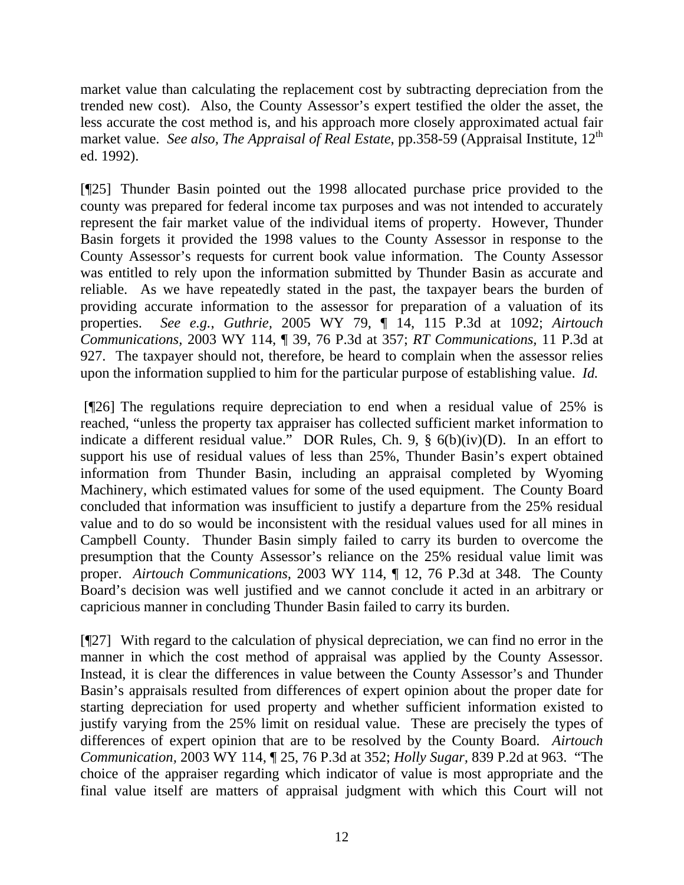market value than calculating the replacement cost by subtracting depreciation from the trended new cost). Also, the County Assessor's expert testified the older the asset, the less accurate the cost method is, and his approach more closely approximated actual fair market value. *See also, The Appraisal of Real Estate*, pp.358-59 (Appraisal Institute, 12th ed. 1992).

[¶25] Thunder Basin pointed out the 1998 allocated purchase price provided to the county was prepared for federal income tax purposes and was not intended to accurately represent the fair market value of the individual items of property. However, Thunder Basin forgets it provided the 1998 values to the County Assessor in response to the County Assessor's requests for current book value information. The County Assessor was entitled to rely upon the information submitted by Thunder Basin as accurate and reliable. As we have repeatedly stated in the past, the taxpayer bears the burden of providing accurate information to the assessor for preparation of a valuation of its properties. *See e.g.*, *Guthrie,* 2005 WY 79, ¶ 14, 115 P.3d at 1092; *Airtouch Communications,* 2003 WY 114, ¶ 39, 76 P.3d at 357; *RT Communications,* 11 P.3d at 927. The taxpayer should not, therefore, be heard to complain when the assessor relies upon the information supplied to him for the particular purpose of establishing value. *Id.*

[¶26] The regulations require depreciation to end when a residual value of 25% is reached, "unless the property tax appraiser has collected sufficient market information to indicate a different residual value." DOR Rules, Ch. 9, § 6(b)(iv)(D). In an effort to support his use of residual values of less than 25%, Thunder Basin's expert obtained information from Thunder Basin, including an appraisal completed by Wyoming Machinery, which estimated values for some of the used equipment. The County Board concluded that information was insufficient to justify a departure from the 25% residual value and to do so would be inconsistent with the residual values used for all mines in Campbell County. Thunder Basin simply failed to carry its burden to overcome the presumption that the County Assessor's reliance on the 25% residual value limit was proper. *Airtouch Communications,* 2003 WY 114, ¶ 12, 76 P.3d at 348. The County Board's decision was well justified and we cannot conclude it acted in an arbitrary or capricious manner in concluding Thunder Basin failed to carry its burden.

[¶27] With regard to the calculation of physical depreciation, we can find no error in the manner in which the cost method of appraisal was applied by the County Assessor. Instead, it is clear the differences in value between the County Assessor's and Thunder Basin's appraisals resulted from differences of expert opinion about the proper date for starting depreciation for used property and whether sufficient information existed to justify varying from the 25% limit on residual value. These are precisely the types of differences of expert opinion that are to be resolved by the County Board. *Airtouch Communication,* 2003 WY 114, ¶ 25, 76 P.3d at 352; *Holly Sugar,* 839 P.2d at 963. "The choice of the appraiser regarding which indicator of value is most appropriate and the final value itself are matters of appraisal judgment with which this Court will not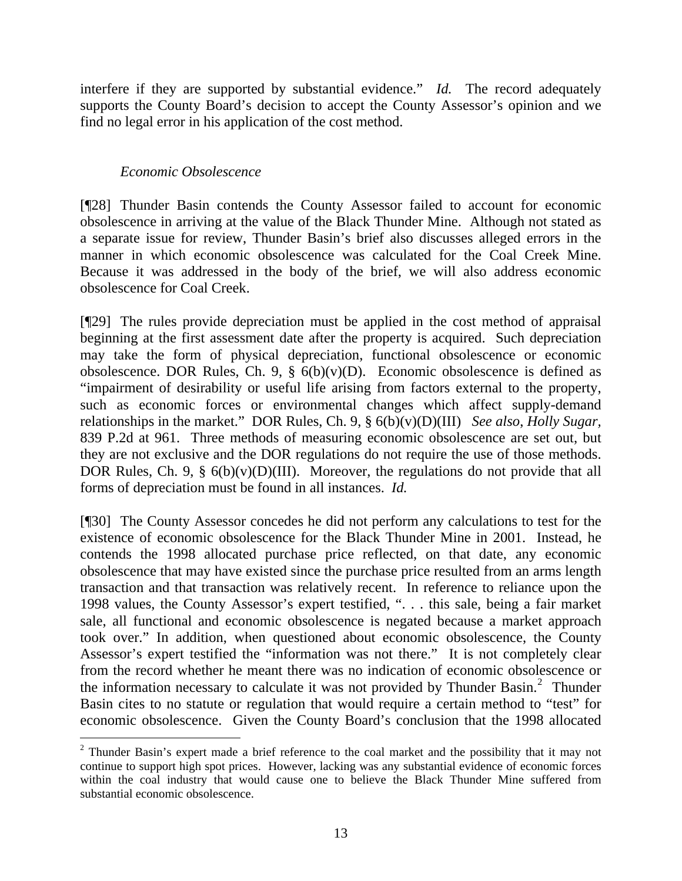interfere if they are supported by substantial evidence." *Id.* The record adequately supports the County Board's decision to accept the County Assessor's opinion and we find no legal error in his application of the cost method.

*Economic Obsolescence*

[¶28] Thunder Basin contends the County Assessor failed to account for economic obsolescence in arriving at the value of the Black Thunder Mine. Although not stated as a separate issue for review, Thunder Basin's brief also discusses alleged errors in the manner in which economic obsolescence was calculated for the Coal Creek Mine. Because it was addressed in the body of the brief, we will also address economic obsolescence for Coal Creek.

[¶29] The rules provide depreciation must be applied in the cost method of appraisal beginning at the first assessment date after the property is acquired. Such depreciation may take the form of physical depreciation, functional obsolescence or economic obsolescence. DOR Rules, Ch. 9, § 6(b)(v)(D). Economic obsolescence is defined as "impairment of desirability or useful life arising from factors external to the property, such as economic forces or environmental changes which affect supply-demand relationships in the market." DOR Rules, Ch. 9, § 6(b)(v)(D)(III) *See also*, *Holly Sugar*, 839 P.2d at 961. Three methods of measuring economic obsolescence are set out, but they are not exclusive and the DOR regulations do not require the use of those methods. DOR Rules, Ch. 9, § 6(b)(v)(D)(III). Moreover, the regulations do not provide that all forms of depreciation must be found in all instances. *Id.*

[¶30] The County Assessor concedes he did not perform any calculations to test for the existence of economic obsolescence for the Black Thunder Mine in 2001. Instead, he contends the 1998 allocated purchase price reflected, on that date, any economic obsolescence that may have existed since the purchase price resulted from an arms length transaction and that transaction was relatively recent. In reference to reliance upon the 1998 values, the County Assessor's expert testified, ". . . this sale, being a fair market sale, all functional and economic obsolescence is negated because a market approach took over." In addition, when questioned about economic obsolescence, the County Assessor's expert testified the "information was not there." It is not completely clear from the record whether he meant there was no indication of economic obsolescence or the information necessary to calculate it was not provided by Thunder Basin.[2] Thunder Basin cites to no statute or regulation that would require a certain method to "test" for economic obsolescence. Given the County Board's conclusion that the 1998 allocated

[2] Thunder Basin's expert made a brief reference to the coal market and the possibility that it may not continue to support high spot prices. However, lacking was any substantial evidence of economic forces within the coal industry that would cause one to believe the Black Thunder Mine suffered from substantial economic obsolescence.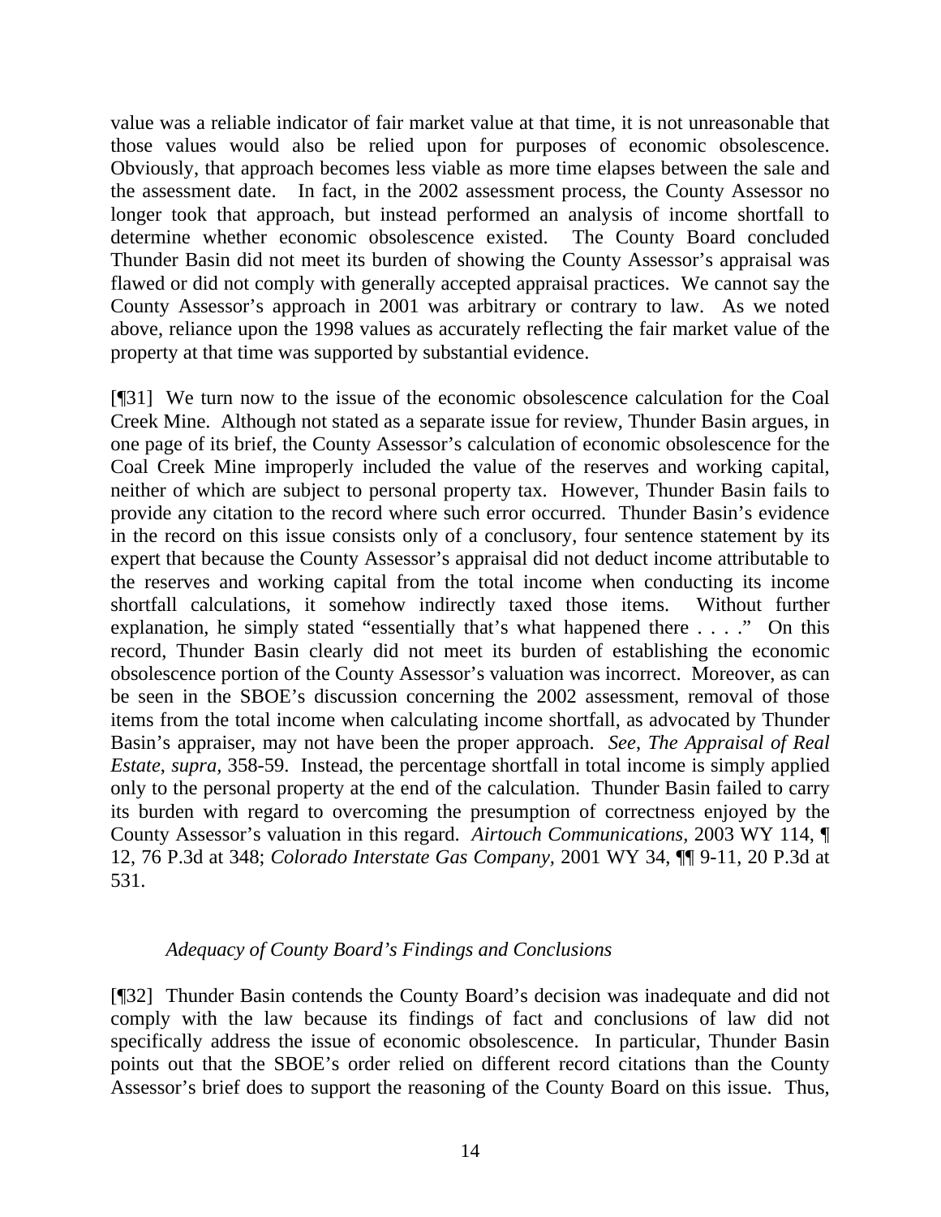value was a reliable indicator of fair market value at that time, it is not unreasonable that those values would also be relied upon for purposes of economic obsolescence. Obviously, that approach becomes less viable as more time elapses between the sale and the assessment date. In fact, in the 2002 assessment process, the County Assessor no longer took that approach, but instead performed an analysis of income shortfall to determine whether economic obsolescence existed. The County Board concluded Thunder Basin did not meet its burden of showing the County Assessor's appraisal was flawed or did not comply with generally accepted appraisal practices. We cannot say the County Assessor's approach in 2001 was arbitrary or contrary to law. As we noted above, reliance upon the 1998 values as accurately reflecting the fair market value of the property at that time was supported by substantial evidence.

[¶31] We turn now to the issue of the economic obsolescence calculation for the Coal Creek Mine. Although not stated as a separate issue for review, Thunder Basin argues, in one page of its brief, the County Assessor's calculation of economic obsolescence for the Coal Creek Mine improperly included the value of the reserves and working capital, neither of which are subject to personal property tax. However, Thunder Basin fails to provide any citation to the record where such error occurred. Thunder Basin's evidence in the record on this issue consists only of a conclusory, four sentence statement by its expert that because the County Assessor's appraisal did not deduct income attributable to the reserves and working capital from the total income when conducting its income shortfall calculations, it somehow indirectly taxed those items. Without further explanation, he simply stated "essentially that's what happened there . . . ." On this record, Thunder Basin clearly did not meet its burden of establishing the economic obsolescence portion of the County Assessor's valuation was incorrect. Moreover, as can be seen in the SBOE's discussion concerning the 2002 assessment, removal of those items from the total income when calculating income shortfall, as advocated by Thunder Basin's appraiser, may not have been the proper approach. *See*, *The Appraisal of Real Estate*, *supra*, 358-59. Instead, the percentage shortfall in total income is simply applied only to the personal property at the end of the calculation. Thunder Basin failed to carry its burden with regard to overcoming the presumption of correctness enjoyed by the County Assessor's valuation in this regard. *Airtouch Communications*, 2003 WY 114, ¶ 12, 76 P.3d at 348; *Colorado Interstate Gas Company*, 2001 WY 34, ¶¶ 9-11, 20 P.3d at 531.

*Adequacy of County Board's Findings and Conclusions*

[¶32] Thunder Basin contends the County Board's decision was inadequate and did not comply with the law because its findings of fact and conclusions of law did not specifically address the issue of economic obsolescence. In particular, Thunder Basin points out that the SBOE's order relied on different record citations than the County Assessor's brief does to support the reasoning of the County Board on this issue. Thus,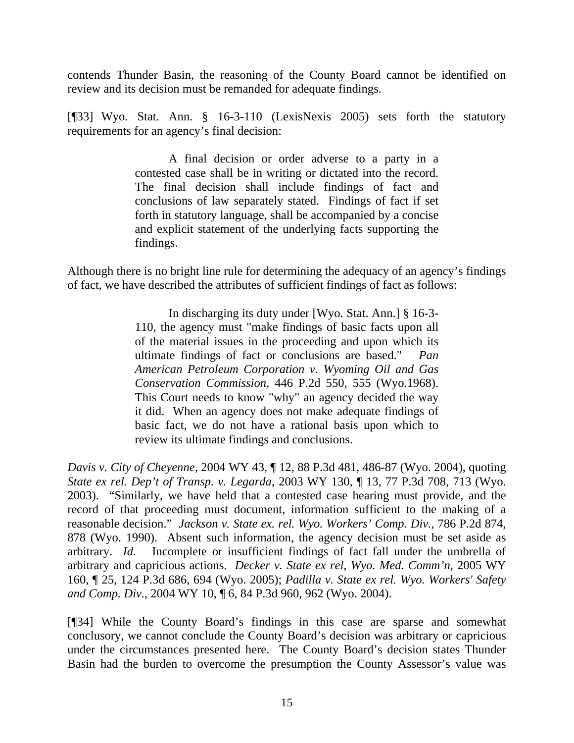contends Thunder Basin, the reasoning of the County Board cannot be identified on review and its decision must be remanded for adequate findings.

[¶33] Wyo. Stat. Ann. § 16-3-110 (LexisNexis 2005) sets forth the statutory requirements for an agency's final decision:

> A final decision or order adverse to a party in a contested case shall be in writing or dictated into the record. The final decision shall include findings of fact and conclusions of law separately stated. Findings of fact if set forth in statutory language, shall be accompanied by a concise and explicit statement of the underlying facts supporting the findings.

Although there is no bright line rule for determining the adequacy of an agency's findings of fact, we have described the attributes of sufficient findings of fact as follows:

> In discharging its duty under [Wyo. Stat. Ann.] § 16-3-110, the agency must "make findings of basic facts upon all of the material issues in the proceeding and upon which its ultimate findings of fact or conclusions are based." *Pan American Petroleum Corporation v. Wyoming Oil and Gas Conservation Commission,* 446 P.2d 550, 555 (Wyo.1968). This Court needs to know "why" an agency decided the way it did. When an agency does not make adequate findings of basic fact, we do not have a rational basis upon which to review its ultimate findings and conclusions.

*Davis v. City of Cheyenne,* 2004 WY 43, ¶ 12, 88 P.3d 481, 486-87 (Wyo. 2004), quoting *State ex rel. Dep't of Transp. v. Legarda*, 2003 WY 130, ¶ 13, 77 P.3d 708, 713 (Wyo. 2003). "Similarly, we have held that a contested case hearing must provide, and the record of that proceeding must document, information sufficient to the making of a reasonable decision." *Jackson v. State ex. rel. Wyo. Workers' Comp. Div.*, 786 P.2d 874, 878 (Wyo. 1990). Absent such information, the agency decision must be set aside as arbitrary. *Id.* Incomplete or insufficient findings of fact fall under the umbrella of arbitrary and capricious actions. *Decker v. State ex rel, Wyo. Med. Comm'n*, 2005 WY 160, ¶ 25, 124 P.3d 686, 694 (Wyo. 2005); *Padilla v. State ex rel. Wyo. Workers' Safety and Comp. Div.*, 2004 WY 10, ¶ 6, 84 P.3d 960, 962 (Wyo. 2004).

[¶34] While the County Board's findings in this case are sparse and somewhat conclusory, we cannot conclude the County Board's decision was arbitrary or capricious under the circumstances presented here. The County Board's decision states Thunder Basin had the burden to overcome the presumption the County Assessor's value was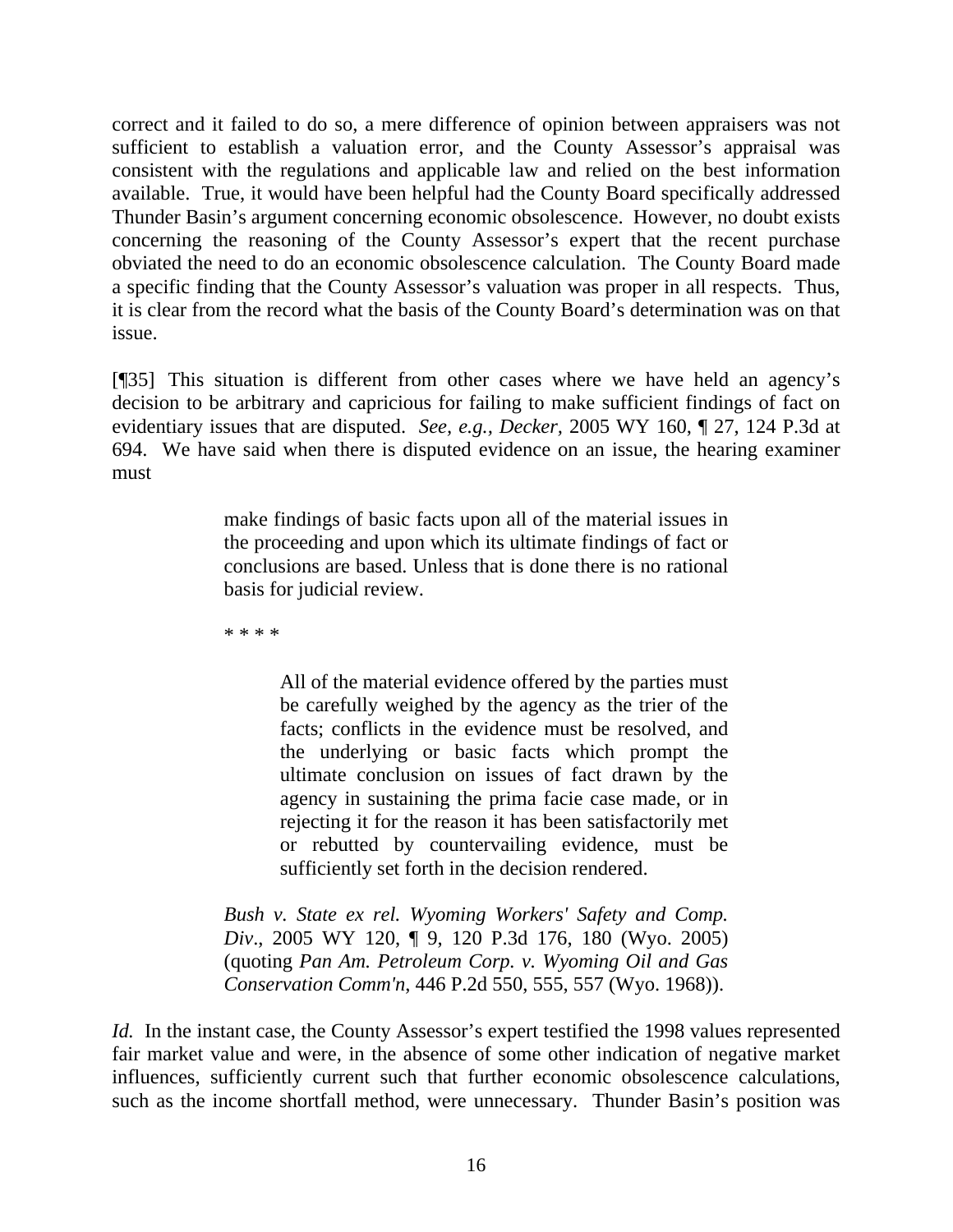correct and it failed to do so, a mere difference of opinion between appraisers was not sufficient to establish a valuation error, and the County Assessor's appraisal was consistent with the regulations and applicable law and relied on the best information available. True, it would have been helpful had the County Board specifically addressed Thunder Basin's argument concerning economic obsolescence. However, no doubt exists concerning the reasoning of the County Assessor's expert that the recent purchase obviated the need to do an economic obsolescence calculation. The County Board made a specific finding that the County Assessor's valuation was proper in all respects. Thus, it is clear from the record what the basis of the County Board's determination was on that issue.

[¶35] This situation is different from other cases where we have held an agency's decision to be arbitrary and capricious for failing to make sufficient findings of fact on evidentiary issues that are disputed. *See, e.g., Decker,* 2005 WY 160, ¶ 27, 124 P.3d at 694. We have said when there is disputed evidence on an issue, the hearing examiner must

> make findings of basic facts upon all of the material issues in the proceeding and upon which its ultimate findings of fact or conclusions are based. Unless that is done there is no rational basis for judicial review.
>
> * * * *
>
> > All of the material evidence offered by the parties must be carefully weighed by the agency as the trier of the facts; conflicts in the evidence must be resolved, and the underlying or basic facts which prompt the ultimate conclusion on issues of fact drawn by the agency in sustaining the prima facie case made, or in rejecting it for the reason it has been satisfactorily met or rebutted by countervailing evidence, must be sufficiently set forth in the decision rendered.
>
> *Bush v. State ex rel. Wyoming Workers' Safety and Comp. Div*., 2005 WY 120, ¶ 9, 120 P.3d 176, 180 (Wyo. 2005) (quoting *Pan Am. Petroleum Corp. v. Wyoming Oil and Gas Conservation Comm'n*, 446 P.2d 550, 555, 557 (Wyo. 1968)).

*Id.* In the instant case, the County Assessor's expert testified the 1998 values represented fair market value and were, in the absence of some other indication of negative market influences, sufficiently current such that further economic obsolescence calculations, such as the income shortfall method, were unnecessary. Thunder Basin's position was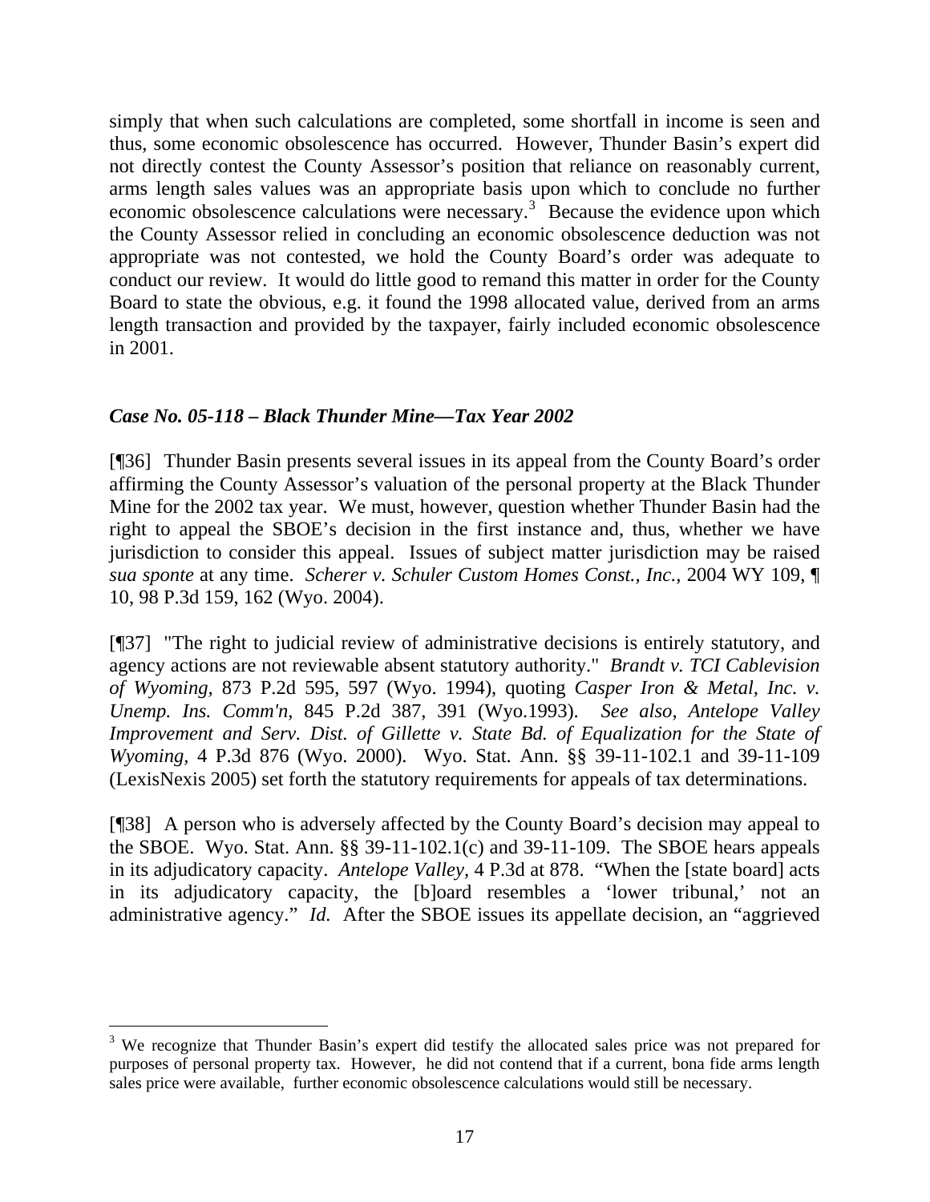simply that when such calculations are completed, some shortfall in income is seen and thus, some economic obsolescence has occurred. However, Thunder Basin's expert did not directly contest the County Assessor's position that reliance on reasonably current, arms length sales values was an appropriate basis upon which to conclude no further economic obsolescence calculations were necessary.[3] Because the evidence upon which the County Assessor relied in concluding an economic obsolescence deduction was not appropriate was not contested, we hold the County Board's order was adequate to conduct our review. It would do little good to remand this matter in order for the County Board to state the obvious, e.g. it found the 1998 allocated value, derived from an arms length transaction and provided by the taxpayer, fairly included economic obsolescence in 2001.

### *Case No. 05-118 – Black Thunder Mine—Tax Year 2002*

[¶36] Thunder Basin presents several issues in its appeal from the County Board's order affirming the County Assessor's valuation of the personal property at the Black Thunder Mine for the 2002 tax year. We must, however, question whether Thunder Basin had the right to appeal the SBOE's decision in the first instance and, thus, whether we have jurisdiction to consider this appeal. Issues of subject matter jurisdiction may be raised *sua sponte* at any time. *Scherer v. Schuler Custom Homes Const., Inc.*, 2004 WY 109, ¶ 10, 98 P.3d 159, 162 (Wyo. 2004).

[¶37] "The right to judicial review of administrative decisions is entirely statutory, and agency actions are not reviewable absent statutory authority." *Brandt v. TCI Cablevision of Wyoming*, 873 P.2d 595, 597 (Wyo. 1994), quoting *Casper Iron & Metal, Inc. v. Unemp. Ins. Comm'n*, 845 P.2d 387, 391 (Wyo.1993). *See also*, *Antelope Valley Improvement and Serv. Dist. of Gillette v. State Bd. of Equalization for the State of Wyoming*, 4 P.3d 876 (Wyo. 2000). Wyo. Stat. Ann. §§ 39-11-102.1 and 39-11-109 (LexisNexis 2005) set forth the statutory requirements for appeals of tax determinations.

[¶38] A person who is adversely affected by the County Board's decision may appeal to the SBOE. Wyo. Stat. Ann. §§ 39-11-102.1(c) and 39-11-109. The SBOE hears appeals in its adjudicatory capacity. *Antelope Valley*, 4 P.3d at 878. "When the [state board] acts in its adjudicatory capacity, the [b]oard resembles a 'lower tribunal,' not an administrative agency." *Id.* After the SBOE issues its appellate decision, an "aggrieved

---

[3] We recognize that Thunder Basin's expert did testify the allocated sales price was not prepared for purposes of personal property tax. However, he did not contend that if a current, bona fide arms length sales price were available, further economic obsolescence calculations would still be necessary.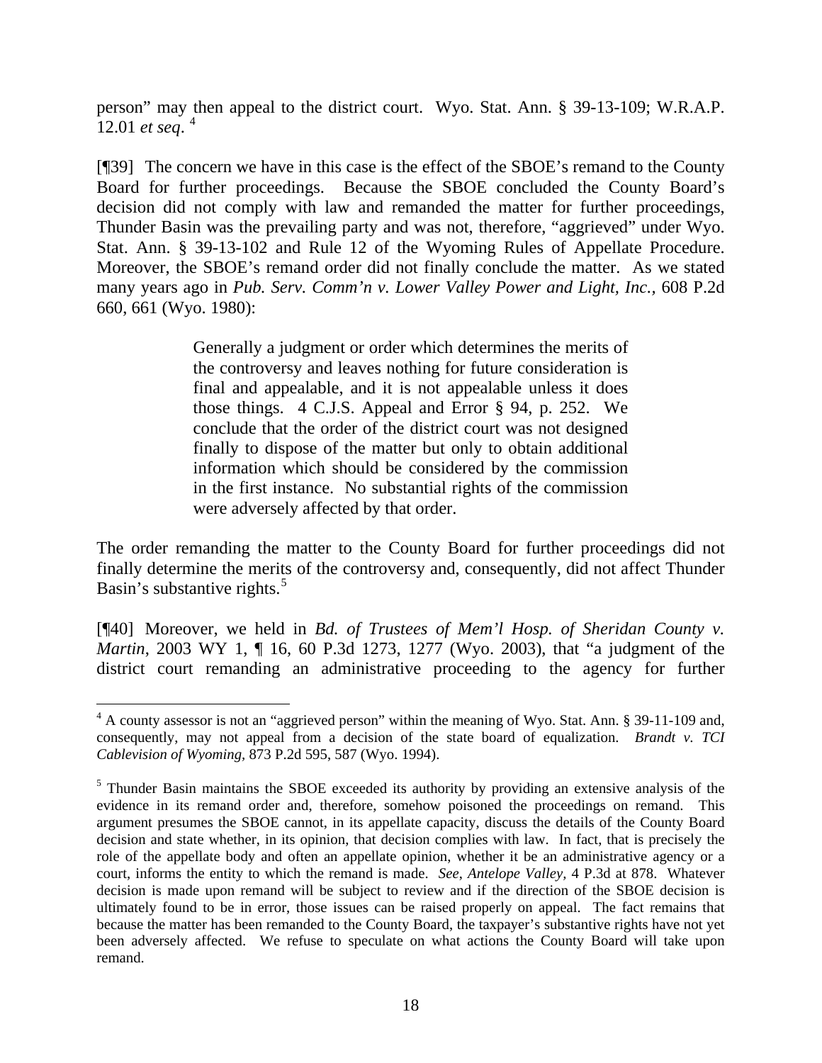person" may then appeal to the district court. Wyo. Stat. Ann. § 39-13-109; W.R.A.P. 12.01 *et seq*. [4]

[¶39] The concern we have in this case is the effect of the SBOE's remand to the County Board for further proceedings. Because the SBOE concluded the County Board's decision did not comply with law and remanded the matter for further proceedings, Thunder Basin was the prevailing party and was not, therefore, "aggrieved" under Wyo. Stat. Ann. § 39-13-102 and Rule 12 of the Wyoming Rules of Appellate Procedure. Moreover, the SBOE's remand order did not finally conclude the matter. As we stated many years ago in *Pub. Serv. Comm'n v. Lower Valley Power and Light, Inc.*, 608 P.2d 660, 661 (Wyo. 1980):

> Generally a judgment or order which determines the merits of the controversy and leaves nothing for future consideration is final and appealable, and it is not appealable unless it does those things. 4 C.J.S. Appeal and Error § 94, p. 252. We conclude that the order of the district court was not designed finally to dispose of the matter but only to obtain additional information which should be considered by the commission in the first instance. No substantial rights of the commission were adversely affected by that order.

The order remanding the matter to the County Board for further proceedings did not finally determine the merits of the controversy and, consequently, did not affect Thunder Basin's substantive rights.[5]

[¶40] Moreover, we held in *Bd. of Trustees of Mem'l Hosp. of Sheridan County v. Martin*, 2003 WY 1, ¶ 16, 60 P.3d 1273, 1277 (Wyo. 2003), that "a judgment of the district court remanding an administrative proceeding to the agency for further

---

[4] A county assessor is not an "aggrieved person" within the meaning of Wyo. Stat. Ann. § 39-11-109 and, consequently, may not appeal from a decision of the state board of equalization. *Brandt v. TCI Cablevision of Wyoming*, 873 P.2d 595, 587 (Wyo. 1994).

[5] Thunder Basin maintains the SBOE exceeded its authority by providing an extensive analysis of the evidence in its remand order and, therefore, somehow poisoned the proceedings on remand. This argument presumes the SBOE cannot, in its appellate capacity, discuss the details of the County Board decision and state whether, in its opinion, that decision complies with law. In fact, that is precisely the role of the appellate body and often an appellate opinion, whether it be an administrative agency or a court, informs the entity to which the remand is made. *See*, *Antelope Valley*, 4 P.3d at 878. Whatever decision is made upon remand will be subject to review and if the direction of the SBOE decision is ultimately found to be in error, those issues can be raised properly on appeal. The fact remains that because the matter has been remanded to the County Board, the taxpayer's substantive rights have not yet been adversely affected. We refuse to speculate on what actions the County Board will take upon remand.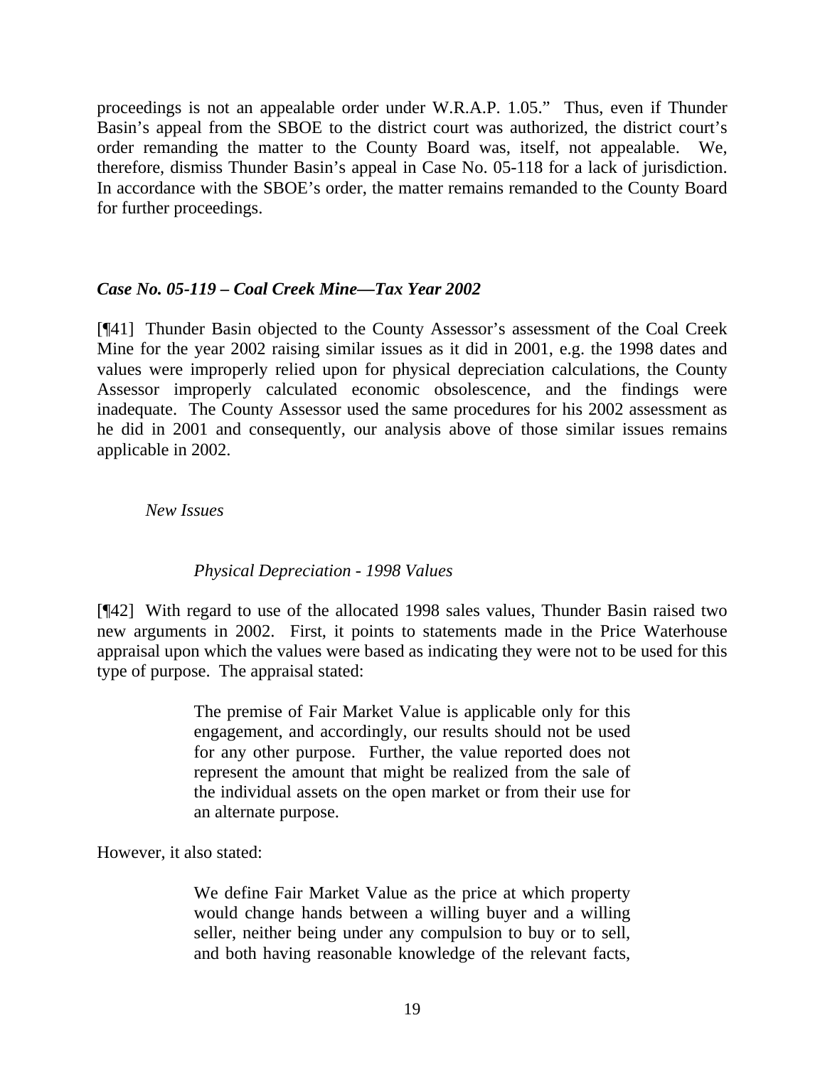proceedings is not an appealable order under W.R.A.P. 1.05." Thus, even if Thunder Basin's appeal from the SBOE to the district court was authorized, the district court's order remanding the matter to the County Board was, itself, not appealable. We, therefore, dismiss Thunder Basin's appeal in Case No. 05-118 for a lack of jurisdiction. In accordance with the SBOE's order, the matter remains remanded to the County Board for further proceedings.

***Case No. 05-119 – Coal Creek Mine—Tax Year 2002***

[¶41] Thunder Basin objected to the County Assessor's assessment of the Coal Creek Mine for the year 2002 raising similar issues as it did in 2001, e.g. the 1998 dates and values were improperly relied upon for physical depreciation calculations, the County Assessor improperly calculated economic obsolescence, and the findings were inadequate. The County Assessor used the same procedures for his 2002 assessment as he did in 2001 and consequently, our analysis above of those similar issues remains applicable in 2002.

*New Issues*

*Physical Depreciation - 1998 Values*

[¶42] With regard to use of the allocated 1998 sales values, Thunder Basin raised two new arguments in 2002. First, it points to statements made in the Price Waterhouse appraisal upon which the values were based as indicating they were not to be used for this type of purpose. The appraisal stated:

> The premise of Fair Market Value is applicable only for this engagement, and accordingly, our results should not be used for any other purpose. Further, the value reported does not represent the amount that might be realized from the sale of the individual assets on the open market or from their use for an alternate purpose.

However, it also stated:

> We define Fair Market Value as the price at which property would change hands between a willing buyer and a willing seller, neither being under any compulsion to buy or to sell, and both having reasonable knowledge of the relevant facts,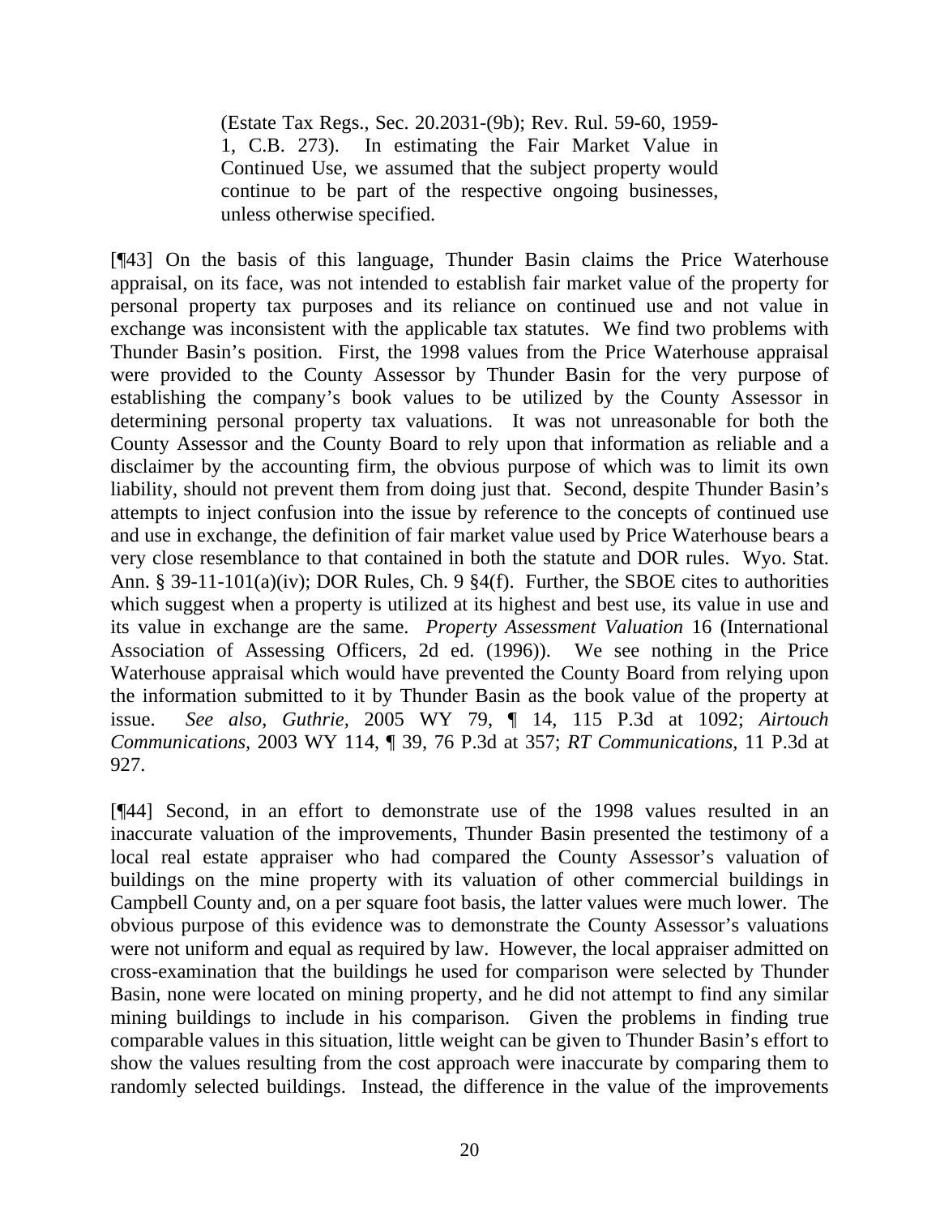> (Estate Tax Regs., Sec. 20.2031-(9b); Rev. Rul. 59-60, 1959-1, C.B. 273). In estimating the Fair Market Value in Continued Use, we assumed that the subject property would continue to be part of the respective ongoing businesses, unless otherwise specified.

[¶43] On the basis of this language, Thunder Basin claims the Price Waterhouse appraisal, on its face, was not intended to establish fair market value of the property for personal property tax purposes and its reliance on continued use and not value in exchange was inconsistent with the applicable tax statutes. We find two problems with Thunder Basin's position. First, the 1998 values from the Price Waterhouse appraisal were provided to the County Assessor by Thunder Basin for the very purpose of establishing the company's book values to be utilized by the County Assessor in determining personal property tax valuations. It was not unreasonable for both the County Assessor and the County Board to rely upon that information as reliable and a disclaimer by the accounting firm, the obvious purpose of which was to limit its own liability, should not prevent them from doing just that. Second, despite Thunder Basin's attempts to inject confusion into the issue by reference to the concepts of continued use and use in exchange, the definition of fair market value used by Price Waterhouse bears a very close resemblance to that contained in both the statute and DOR rules. Wyo. Stat. Ann. § 39-11-101(a)(iv); DOR Rules, Ch. 9 §4(f). Further, the SBOE cites to authorities which suggest when a property is utilized at its highest and best use, its value in use and its value in exchange are the same. *Property Assessment Valuation* 16 (International Association of Assessing Officers, 2d ed. (1996)). We see nothing in the Price Waterhouse appraisal which would have prevented the County Board from relying upon the information submitted to it by Thunder Basin as the book value of the property at issue. *See also*, *Guthrie*, 2005 WY 79, ¶ 14, 115 P.3d at 1092; *Airtouch Communications*, 2003 WY 114, ¶ 39, 76 P.3d at 357; *RT Communications*, 11 P.3d at 927.

[¶44] Second, in an effort to demonstrate use of the 1998 values resulted in an inaccurate valuation of the improvements, Thunder Basin presented the testimony of a local real estate appraiser who had compared the County Assessor's valuation of buildings on the mine property with its valuation of other commercial buildings in Campbell County and, on a per square foot basis, the latter values were much lower. The obvious purpose of this evidence was to demonstrate the County Assessor's valuations were not uniform and equal as required by law. However, the local appraiser admitted on cross-examination that the buildings he used for comparison were selected by Thunder Basin, none were located on mining property, and he did not attempt to find any similar mining buildings to include in his comparison. Given the problems in finding true comparable values in this situation, little weight can be given to Thunder Basin's effort to show the values resulting from the cost approach were inaccurate by comparing them to randomly selected buildings. Instead, the difference in the value of the improvements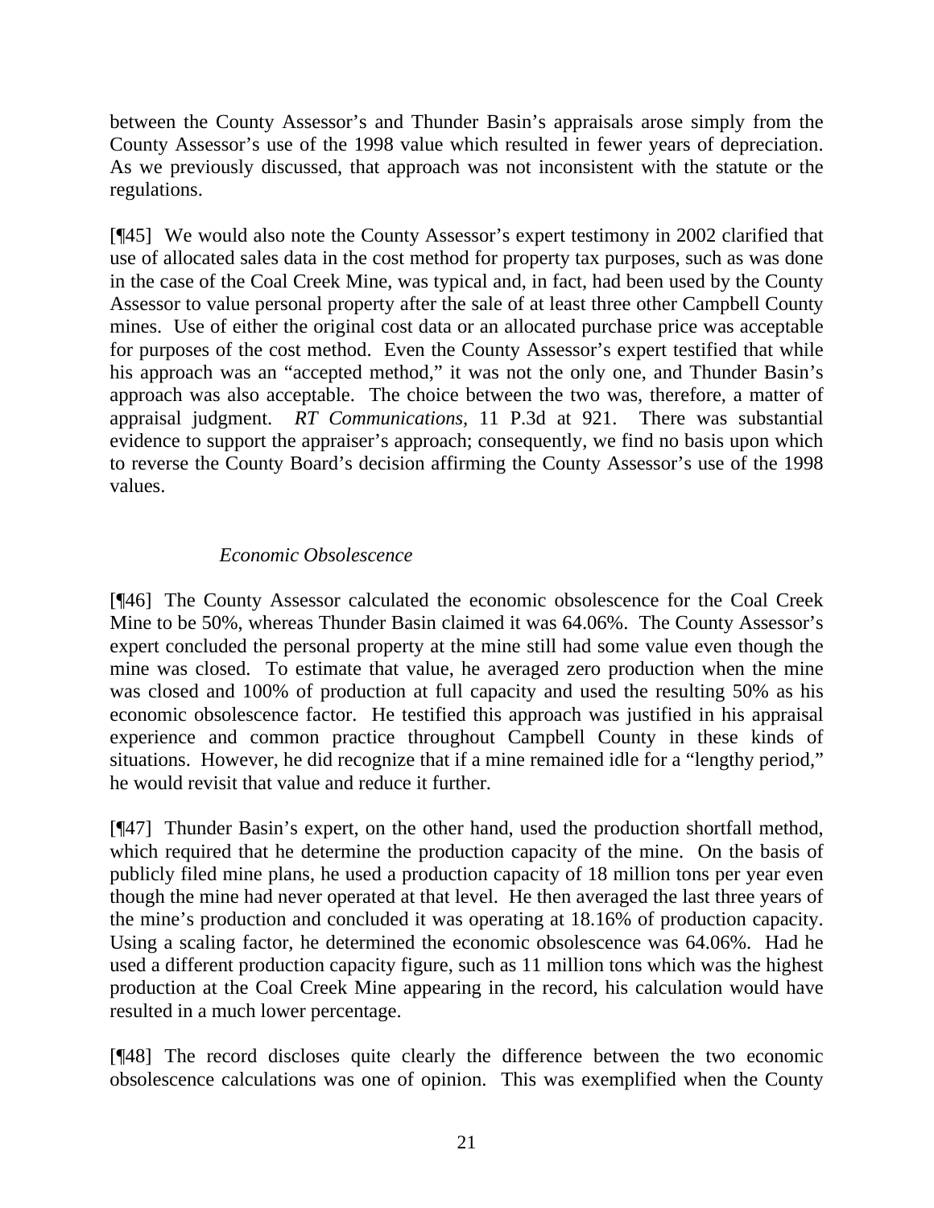between the County Assessor's and Thunder Basin's appraisals arose simply from the County Assessor's use of the 1998 value which resulted in fewer years of depreciation. As we previously discussed, that approach was not inconsistent with the statute or the regulations.

[¶45] We would also note the County Assessor's expert testimony in 2002 clarified that use of allocated sales data in the cost method for property tax purposes, such as was done in the case of the Coal Creek Mine, was typical and, in fact, had been used by the County Assessor to value personal property after the sale of at least three other Campbell County mines. Use of either the original cost data or an allocated purchase price was acceptable for purposes of the cost method. Even the County Assessor's expert testified that while his approach was an "accepted method," it was not the only one, and Thunder Basin's approach was also acceptable. The choice between the two was, therefore, a matter of appraisal judgment. *RT Communications*, 11 P.3d at 921. There was substantial evidence to support the appraiser's approach; consequently, we find no basis upon which to reverse the County Board's decision affirming the County Assessor's use of the 1998 values.

*Economic Obsolescence*

[¶46] The County Assessor calculated the economic obsolescence for the Coal Creek Mine to be 50%, whereas Thunder Basin claimed it was 64.06%. The County Assessor's expert concluded the personal property at the mine still had some value even though the mine was closed. To estimate that value, he averaged zero production when the mine was closed and 100% of production at full capacity and used the resulting 50% as his economic obsolescence factor. He testified this approach was justified in his appraisal experience and common practice throughout Campbell County in these kinds of situations. However, he did recognize that if a mine remained idle for a "lengthy period," he would revisit that value and reduce it further.

[¶47] Thunder Basin's expert, on the other hand, used the production shortfall method, which required that he determine the production capacity of the mine. On the basis of publicly filed mine plans, he used a production capacity of 18 million tons per year even though the mine had never operated at that level. He then averaged the last three years of the mine's production and concluded it was operating at 18.16% of production capacity. Using a scaling factor, he determined the economic obsolescence was 64.06%. Had he used a different production capacity figure, such as 11 million tons which was the highest production at the Coal Creek Mine appearing in the record, his calculation would have resulted in a much lower percentage.

[¶48] The record discloses quite clearly the difference between the two economic obsolescence calculations was one of opinion. This was exemplified when the County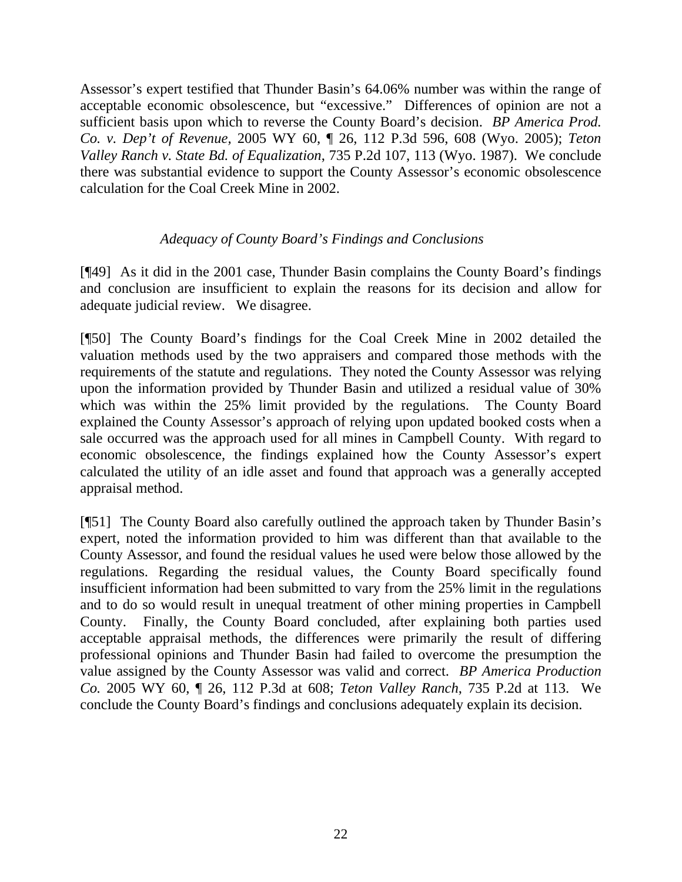Assessor's expert testified that Thunder Basin's 64.06% number was within the range of acceptable economic obsolescence, but "excessive." Differences of opinion are not a sufficient basis upon which to reverse the County Board's decision. *BP America Prod. Co. v. Dep't of Revenue,* 2005 WY 60, ¶ 26, 112 P.3d 596, 608 (Wyo. 2005); *Teton Valley Ranch v. State Bd. of Equalization*, 735 P.2d 107, 113 (Wyo. 1987). We conclude there was substantial evidence to support the County Assessor's economic obsolescence calculation for the Coal Creek Mine in 2002.

*Adequacy of County Board's Findings and Conclusions*

[¶49] As it did in the 2001 case, Thunder Basin complains the County Board's findings and conclusion are insufficient to explain the reasons for its decision and allow for adequate judicial review. We disagree.

[¶50] The County Board's findings for the Coal Creek Mine in 2002 detailed the valuation methods used by the two appraisers and compared those methods with the requirements of the statute and regulations. They noted the County Assessor was relying upon the information provided by Thunder Basin and utilized a residual value of 30% which was within the 25% limit provided by the regulations. The County Board explained the County Assessor's approach of relying upon updated booked costs when a sale occurred was the approach used for all mines in Campbell County. With regard to economic obsolescence, the findings explained how the County Assessor's expert calculated the utility of an idle asset and found that approach was a generally accepted appraisal method.

[¶51] The County Board also carefully outlined the approach taken by Thunder Basin's expert, noted the information provided to him was different than that available to the County Assessor, and found the residual values he used were below those allowed by the regulations. Regarding the residual values, the County Board specifically found insufficient information had been submitted to vary from the 25% limit in the regulations and to do so would result in unequal treatment of other mining properties in Campbell County. Finally, the County Board concluded, after explaining both parties used acceptable appraisal methods, the differences were primarily the result of differing professional opinions and Thunder Basin had failed to overcome the presumption the value assigned by the County Assessor was valid and correct. *BP America Production Co.* 2005 WY 60, ¶ 26, 112 P.3d at 608; *Teton Valley Ranch*, 735 P.2d at 113. We conclude the County Board's findings and conclusions adequately explain its decision.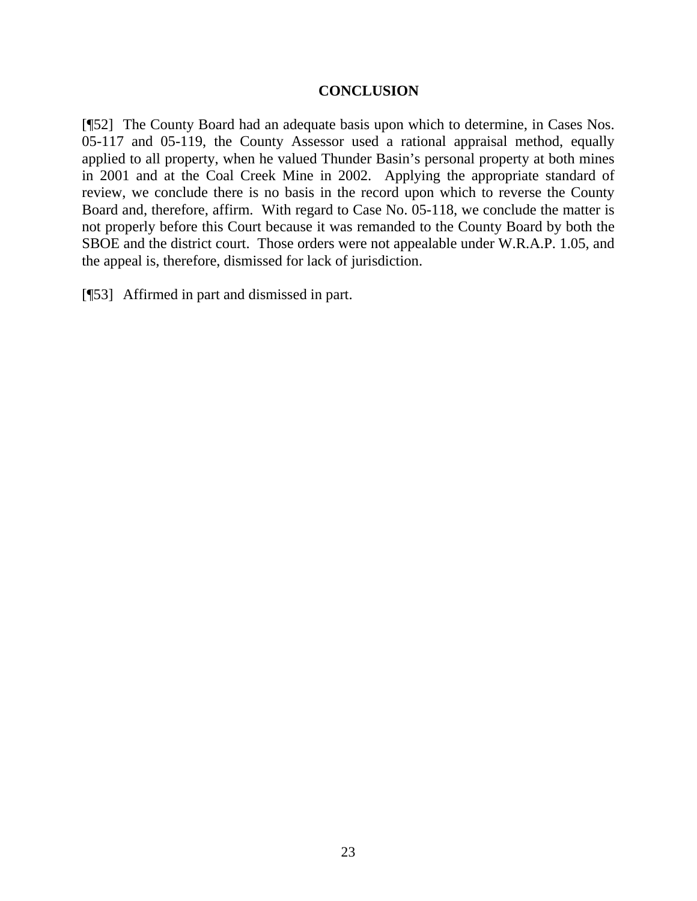## CONCLUSION

[¶52] The County Board had an adequate basis upon which to determine, in Cases Nos. 05-117 and 05-119, the County Assessor used a rational appraisal method, equally applied to all property, when he valued Thunder Basin's personal property at both mines in 2001 and at the Coal Creek Mine in 2002. Applying the appropriate standard of review, we conclude there is no basis in the record upon which to reverse the County Board and, therefore, affirm. With regard to Case No. 05-118, we conclude the matter is not properly before this Court because it was remanded to the County Board by both the SBOE and the district court. Those orders were not appealable under W.R.A.P. 1.05, and the appeal is, therefore, dismissed for lack of jurisdiction.

[¶53] Affirmed in part and dismissed in part.